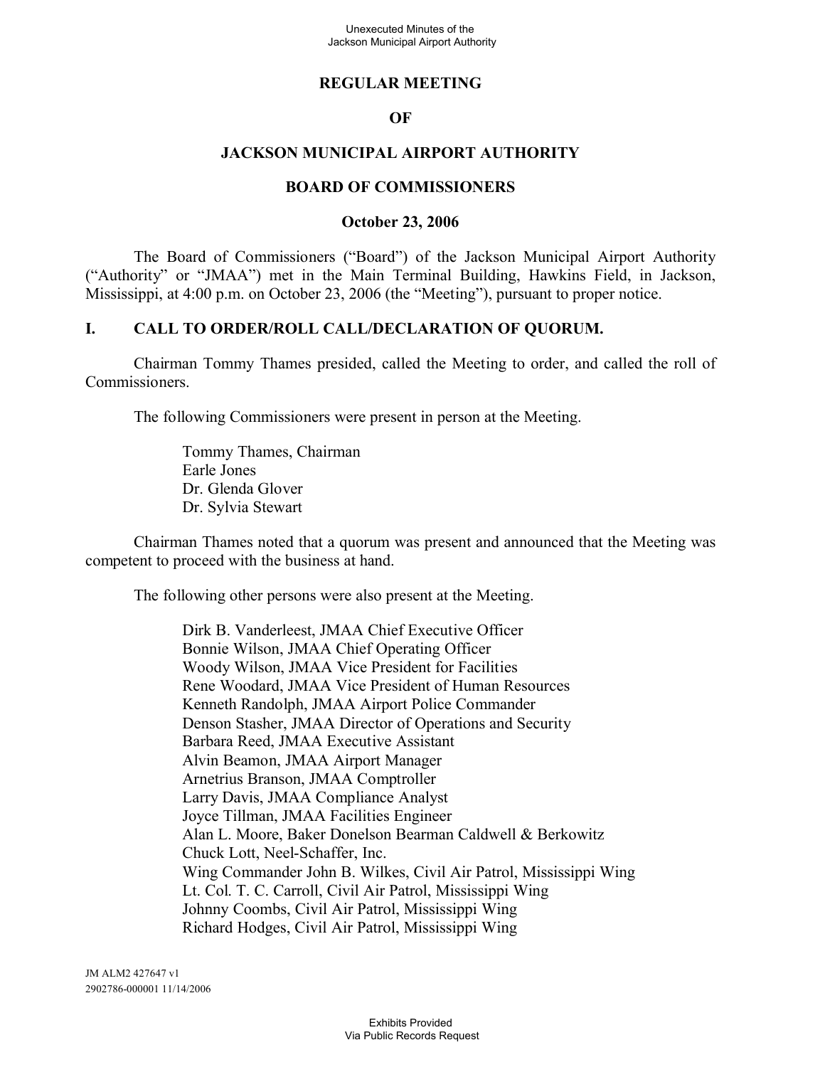# REGULAR MEETING

# OF

# JACKSON MUNICIPAL AIRPORT AUTHORITY

# BOARD OF COMMISSIONERS

## October 23, 2006

The Board of Commissioners ("Board") of the Jackson Municipal Airport Authority ("Authority" or "JMAA") met in the Main Terminal Building, Hawkins Field, in Jackson, Mississippi, at 4:00 p.m. on October 23, 2006 (the "Meeting"), pursuant to proper notice.

## I. CALL TO ORDER/ROLL CALL/DECLARATION OF QUORUM.

Chairman Tommy Thames presided, called the Meeting to order, and called the roll of Commissioners.

The following Commissioners were present in person at the Meeting.

Tommy Thames, Chairman
Earle Jones
Dr. Glenda Glover
Dr. Sylvia Stewart

Chairman Thames noted that a quorum was present and announced that the Meeting was competent to proceed with the business at hand.

The following other persons were also present at the Meeting.

Dirk B. Vanderleest, JMAA Chief Executive Officer
Bonnie Wilson, JMAA Chief Operating Officer
Woody Wilson, JMAA Vice President for Facilities
Rene Woodard, JMAA Vice President of Human Resources
Kenneth Randolph, JMAA Airport Police Commander
Denson Stasher, JMAA Director of Operations and Security
Barbara Reed, JMAA Executive Assistant
Alvin Beamon, JMAA Airport Manager
Arnetrius Branson, JMAA Comptroller
Larry Davis, JMAA Compliance Analyst
Joyce Tillman, JMAA Facilities Engineer
Alan L. Moore, Baker Donelson Bearman Caldwell & Berkowitz
Chuck Lott, Neel-Schaffer, Inc.
Wing Commander John B. Wilkes, Civil Air Patrol, Mississippi Wing
Lt. Col. T. C. Carroll, Civil Air Patrol, Mississippi Wing
Johnny Coombs, Civil Air Patrol, Mississippi Wing
Richard Hodges, Civil Air Patrol, Mississippi Wing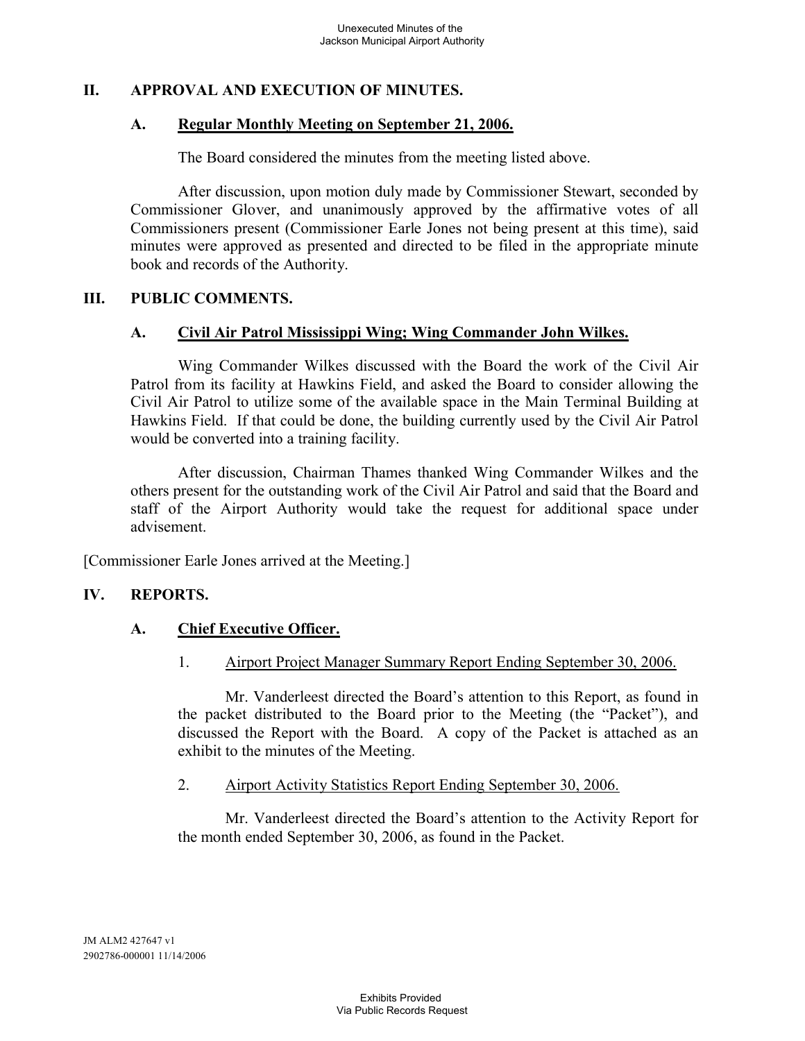## II. APPROVAL AND EXECUTION OF MINUTES.

### A. Regular Monthly Meeting on September 21, 2006.

The Board considered the minutes from the meeting listed above.

After discussion, upon motion duly made by Commissioner Stewart, seconded by Commissioner Glover, and unanimously approved by the affirmative votes of all Commissioners present (Commissioner Earle Jones not being present at this time), said minutes were approved as presented and directed to be filed in the appropriate minute book and records of the Authority.

## III. PUBLIC COMMENTS.

### A. Civil Air Patrol Mississippi Wing; Wing Commander John Wilkes.

Wing Commander Wilkes discussed with the Board the work of the Civil Air Patrol from its facility at Hawkins Field, and asked the Board to consider allowing the Civil Air Patrol to utilize some of the available space in the Main Terminal Building at Hawkins Field. If that could be done, the building currently used by the Civil Air Patrol would be converted into a training facility.

After discussion, Chairman Thames thanked Wing Commander Wilkes and the others present for the outstanding work of the Civil Air Patrol and said that the Board and staff of the Airport Authority would take the request for additional space under advisement.

[Commissioner Earle Jones arrived at the Meeting.]

## IV. REPORTS.

### A. Chief Executive Officer.

1. Airport Project Manager Summary Report Ending September 30, 2006.

Mr. Vanderleest directed the Board's attention to this Report, as found in the packet distributed to the Board prior to the Meeting (the "Packet"), and discussed the Report with the Board. A copy of the Packet is attached as an exhibit to the minutes of the Meeting.

2. Airport Activity Statistics Report Ending September 30, 2006.

Mr. Vanderleest directed the Board's attention to the Activity Report for the month ended September 30, 2006, as found in the Packet.

JM ALM2 427647 v1
2902786-000001 11/14/2006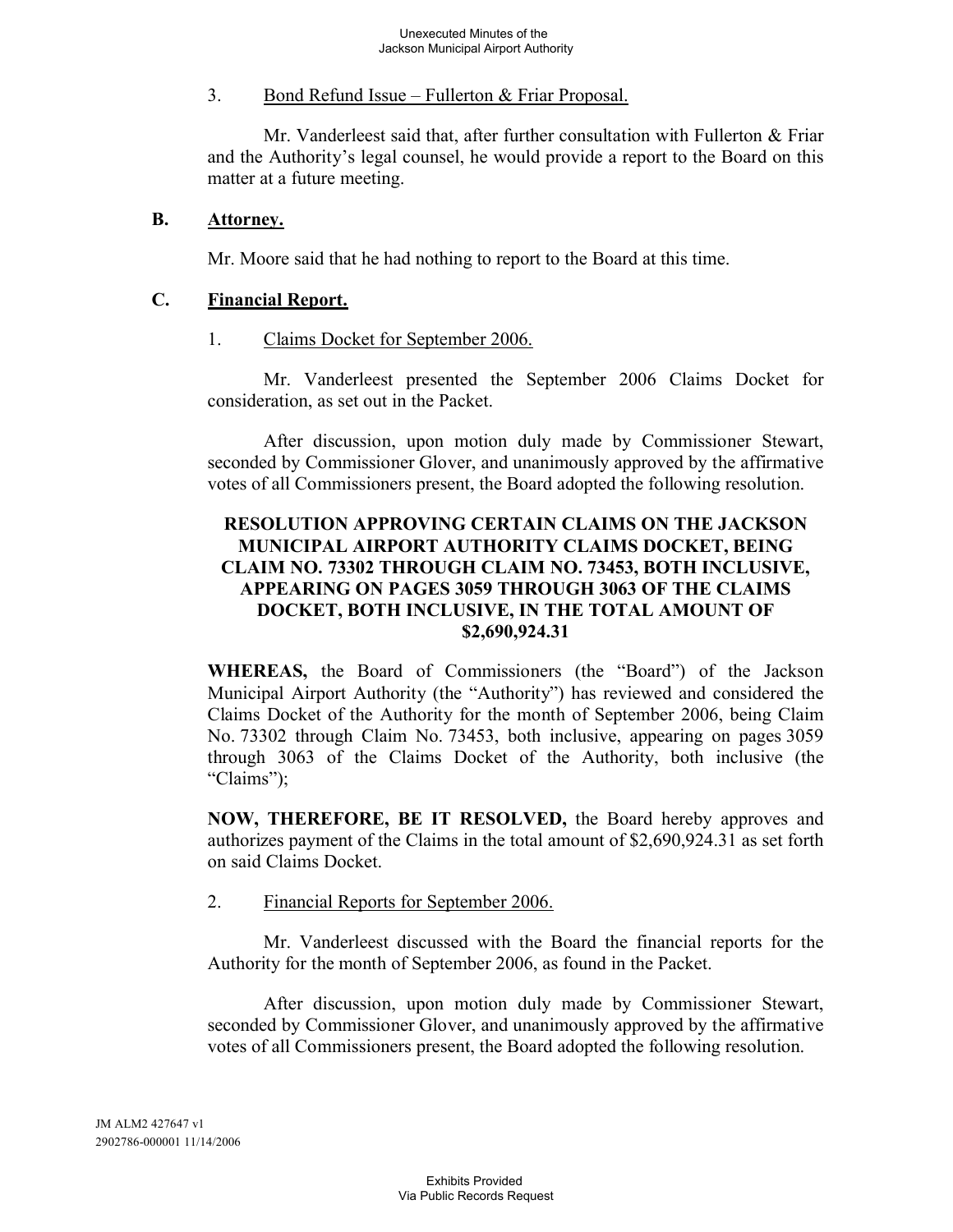3. Bond Refund Issue – Fullerton & Friar Proposal.

Mr. Vanderleest said that, after further consultation with Fullerton & Friar and the Authority's legal counsel, he would provide a report to the Board on this matter at a future meeting.

## B. Attorney.

Mr. Moore said that he had nothing to report to the Board at this time.

## C. Financial Report.

1. Claims Docket for September 2006.

Mr. Vanderleest presented the September 2006 Claims Docket for consideration, as set out in the Packet.

After discussion, upon motion duly made by Commissioner Stewart, seconded by Commissioner Glover, and unanimously approved by the affirmative votes of all Commissioners present, the Board adopted the following resolution.

**RESOLUTION APPROVING CERTAIN CLAIMS ON THE JACKSON MUNICIPAL AIRPORT AUTHORITY CLAIMS DOCKET, BEING CLAIM NO. 73302 THROUGH CLAIM NO. 73453, BOTH INCLUSIVE, APPEARING ON PAGES 3059 THROUGH 3063 OF THE CLAIMS DOCKET, BOTH INCLUSIVE, IN THE TOTAL AMOUNT OF $2,690,924.31**

**WHEREAS,** the Board of Commissioners (the "Board") of the Jackson Municipal Airport Authority (the "Authority") has reviewed and considered the Claims Docket of the Authority for the month of September 2006, being Claim No. 73302 through Claim No. 73453, both inclusive, appearing on pages 3059 through 3063 of the Claims Docket of the Authority, both inclusive (the "Claims");

**NOW, THEREFORE, BE IT RESOLVED,** the Board hereby approves and authorizes payment of the Claims in the total amount of $2,690,924.31 as set forth on said Claims Docket.

2. Financial Reports for September 2006.

Mr. Vanderleest discussed with the Board the financial reports for the Authority for the month of September 2006, as found in the Packet.

After discussion, upon motion duly made by Commissioner Stewart, seconded by Commissioner Glover, and unanimously approved by the affirmative votes of all Commissioners present, the Board adopted the following resolution.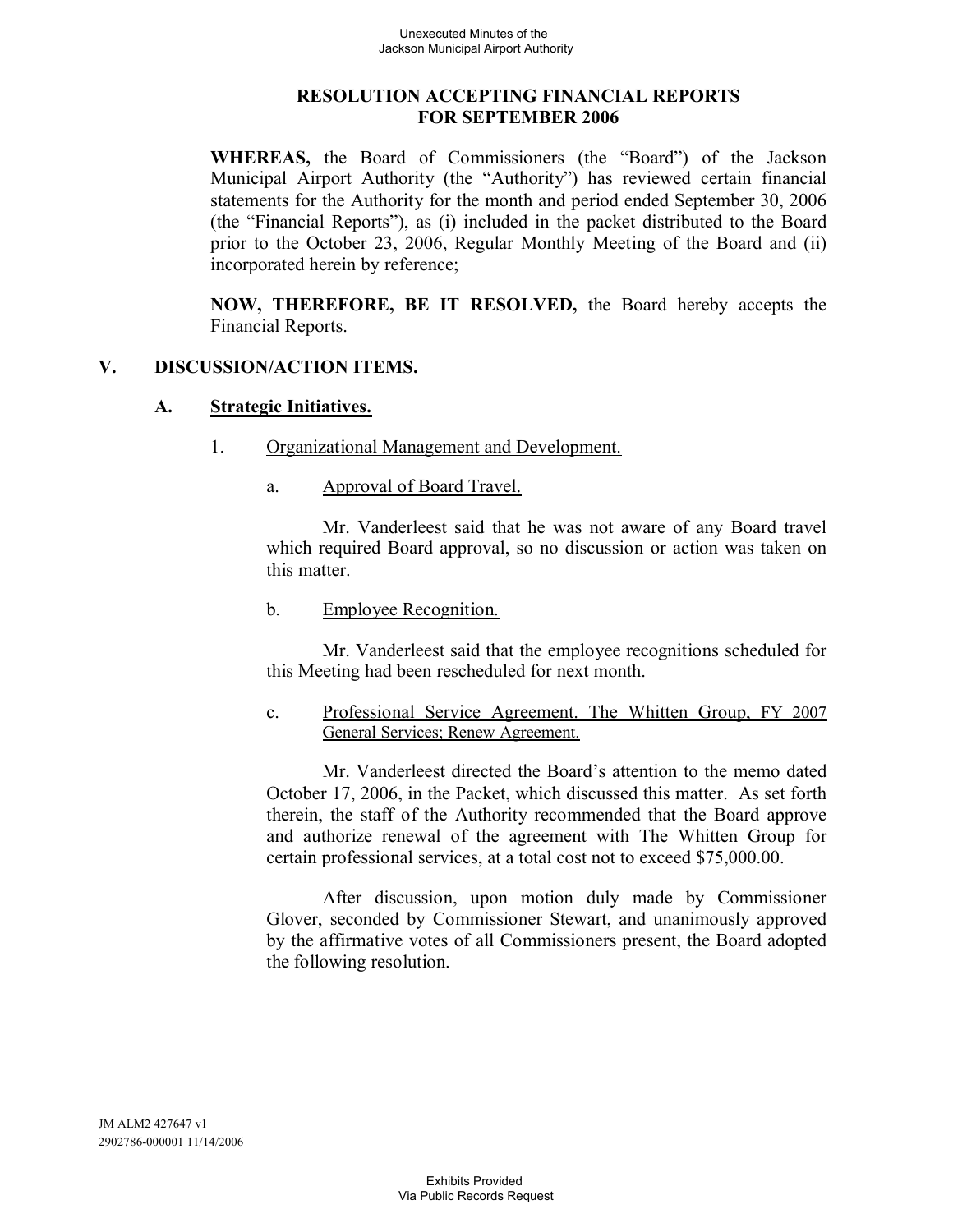**RESOLUTION ACCEPTING FINANCIAL REPORTS FOR SEPTEMBER 2006**

**WHEREAS,** the Board of Commissioners (the "Board") of the Jackson Municipal Airport Authority (the "Authority") has reviewed certain financial statements for the Authority for the month and period ended September 30, 2006 (the "Financial Reports"), as (i) included in the packet distributed to the Board prior to the October 23, 2006, Regular Monthly Meeting of the Board and (ii) incorporated herein by reference;

**NOW, THEREFORE, BE IT RESOLVED,** the Board hereby accepts the Financial Reports.

## V. DISCUSSION/ACTION ITEMS.

### A. Strategic Initiatives.

1. Organizational Management and Development.

a. Approval of Board Travel.

Mr. Vanderleest said that he was not aware of any Board travel which required Board approval, so no discussion or action was taken on this matter.

b. Employee Recognition.

Mr. Vanderleest said that the employee recognitions scheduled for this Meeting had been rescheduled for next month.

c. Professional Service Agreement. The Whitten Group, FY 2007 General Services; Renew Agreement.

Mr. Vanderleest directed the Board's attention to the memo dated October 17, 2006, in the Packet, which discussed this matter. As set forth therein, the staff of the Authority recommended that the Board approve and authorize renewal of the agreement with The Whitten Group for certain professional services, at a total cost not to exceed $75,000.00.

After discussion, upon motion duly made by Commissioner Glover, seconded by Commissioner Stewart, and unanimously approved by the affirmative votes of all Commissioners present, the Board adopted the following resolution.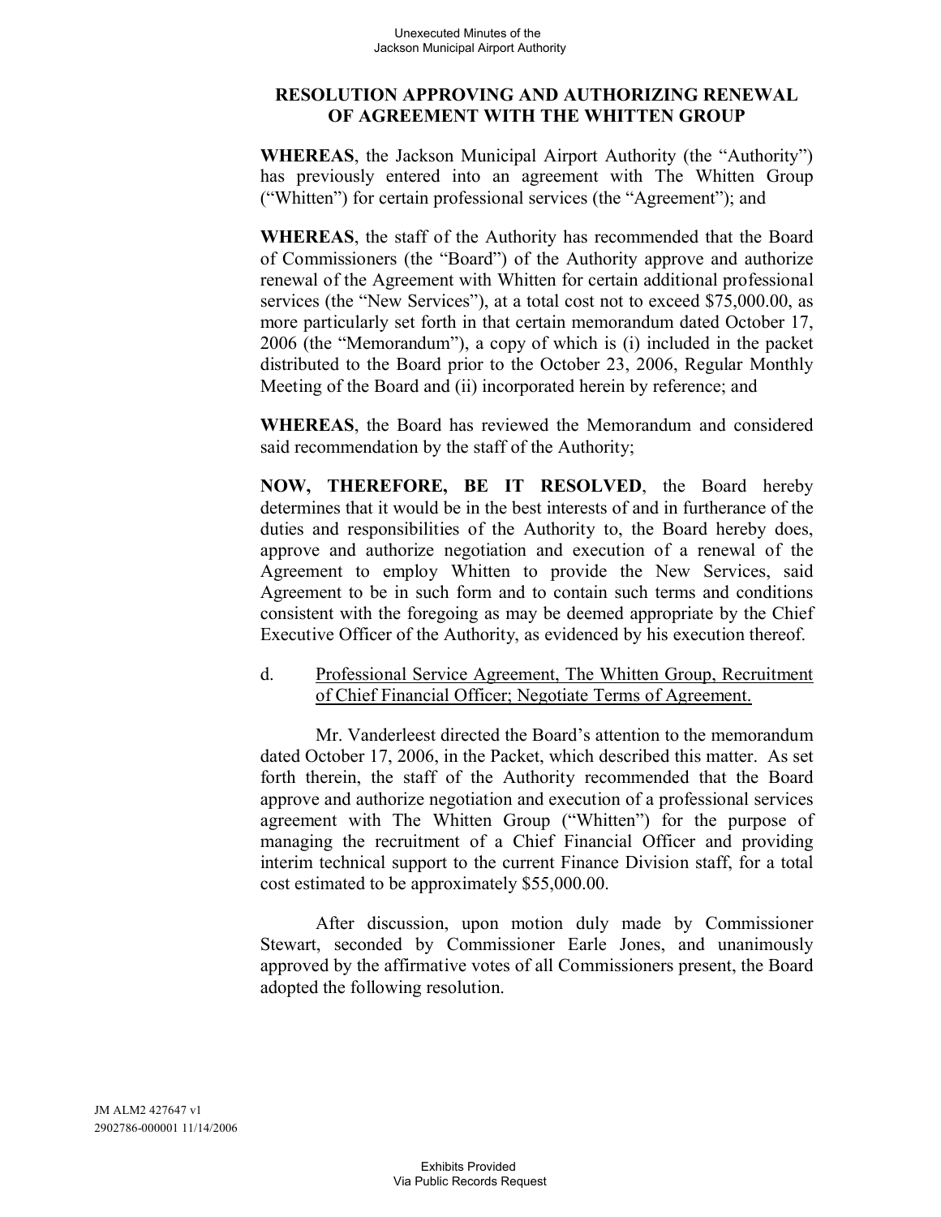**RESOLUTION APPROVING AND AUTHORIZING RENEWAL OF AGREEMENT WITH THE WHITTEN GROUP**

**WHEREAS**, the Jackson Municipal Airport Authority (the "Authority") has previously entered into an agreement with The Whitten Group ("Whitten") for certain professional services (the "Agreement"); and

**WHEREAS**, the staff of the Authority has recommended that the Board of Commissioners (the "Board") of the Authority approve and authorize renewal of the Agreement with Whitten for certain additional professional services (the "New Services"), at a total cost not to exceed $75,000.00, as more particularly set forth in that certain memorandum dated October 17, 2006 (the "Memorandum"), a copy of which is (i) included in the packet distributed to the Board prior to the October 23, 2006, Regular Monthly Meeting of the Board and (ii) incorporated herein by reference; and

**WHEREAS**, the Board has reviewed the Memorandum and considered said recommendation by the staff of the Authority;

**NOW, THEREFORE, BE IT RESOLVED**, the Board hereby determines that it would be in the best interests of and in furtherance of the duties and responsibilities of the Authority to, the Board hereby does, approve and authorize negotiation and execution of a renewal of the Agreement to employ Whitten to provide the New Services, said Agreement to be in such form and to contain such terms and conditions consistent with the foregoing as may be deemed appropriate by the Chief Executive Officer of the Authority, as evidenced by his execution thereof.

d. Professional Service Agreement, The Whitten Group, Recruitment of Chief Financial Officer; Negotiate Terms of Agreement.

Mr. Vanderleest directed the Board's attention to the memorandum dated October 17, 2006, in the Packet, which described this matter. As set forth therein, the staff of the Authority recommended that the Board approve and authorize negotiation and execution of a professional services agreement with The Whitten Group ("Whitten") for the purpose of managing the recruitment of a Chief Financial Officer and providing interim technical support to the current Finance Division staff, for a total cost estimated to be approximately $55,000.00.

After discussion, upon motion duly made by Commissioner Stewart, seconded by Commissioner Earle Jones, and unanimously approved by the affirmative votes of all Commissioners present, the Board adopted the following resolution.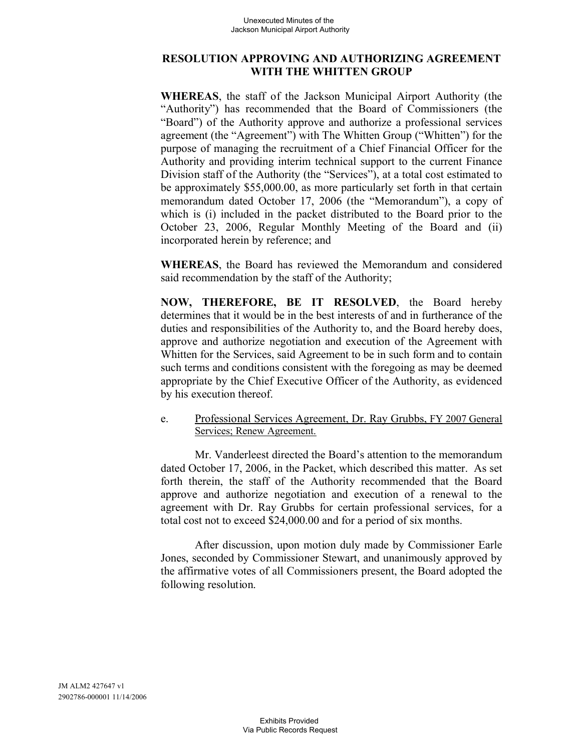## RESOLUTION APPROVING AND AUTHORIZING AGREEMENT WITH THE WHITTEN GROUP

**WHEREAS**, the staff of the Jackson Municipal Airport Authority (the "Authority") has recommended that the Board of Commissioners (the "Board") of the Authority approve and authorize a professional services agreement (the "Agreement") with The Whitten Group ("Whitten") for the purpose of managing the recruitment of a Chief Financial Officer for the Authority and providing interim technical support to the current Finance Division staff of the Authority (the "Services"), at a total cost estimated to be approximately $55,000.00, as more particularly set forth in that certain memorandum dated October 17, 2006 (the "Memorandum"), a copy of which is (i) included in the packet distributed to the Board prior to the October 23, 2006, Regular Monthly Meeting of the Board and (ii) incorporated herein by reference; and

**WHEREAS**, the Board has reviewed the Memorandum and considered said recommendation by the staff of the Authority;

**NOW, THEREFORE, BE IT RESOLVED**, the Board hereby determines that it would be in the best interests of and in furtherance of the duties and responsibilities of the Authority to, and the Board hereby does, approve and authorize negotiation and execution of the Agreement with Whitten for the Services, said Agreement to be in such form and to contain such terms and conditions consistent with the foregoing as may be deemed appropriate by the Chief Executive Officer of the Authority, as evidenced by his execution thereof.

e. Professional Services Agreement, Dr. Ray Grubbs, FY 2007 General Services; Renew Agreement.

Mr. Vanderleest directed the Board's attention to the memorandum dated October 17, 2006, in the Packet, which described this matter. As set forth therein, the staff of the Authority recommended that the Board approve and authorize negotiation and execution of a renewal to the agreement with Dr. Ray Grubbs for certain professional services, for a total cost not to exceed $24,000.00 and for a period of six months.

After discussion, upon motion duly made by Commissioner Earle Jones, seconded by Commissioner Stewart, and unanimously approved by the affirmative votes of all Commissioners present, the Board adopted the following resolution.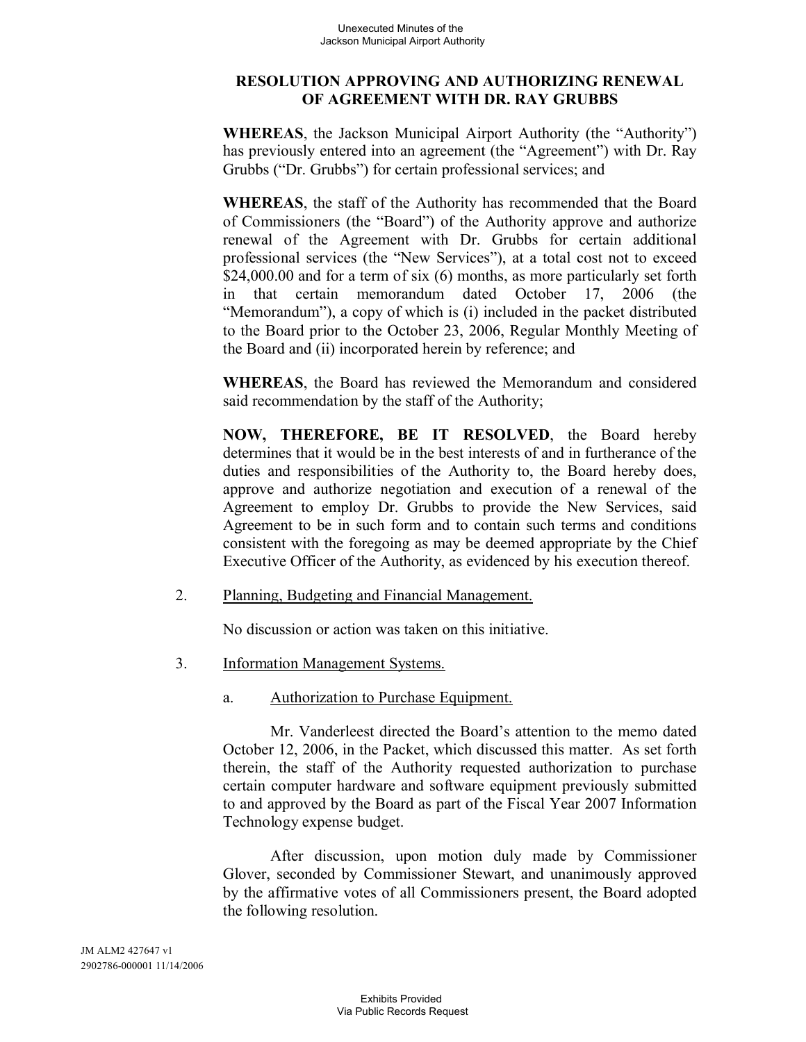**RESOLUTION APPROVING AND AUTHORIZING RENEWAL OF AGREEMENT WITH DR. RAY GRUBBS**

**WHEREAS**, the Jackson Municipal Airport Authority (the "Authority") has previously entered into an agreement (the "Agreement") with Dr. Ray Grubbs ("Dr. Grubbs") for certain professional services; and

**WHEREAS**, the staff of the Authority has recommended that the Board of Commissioners (the "Board") of the Authority approve and authorize renewal of the Agreement with Dr. Grubbs for certain additional professional services (the "New Services"), at a total cost not to exceed $24,000.00 and for a term of six (6) months, as more particularly set forth in that certain memorandum dated October 17, 2006 (the "Memorandum"), a copy of which is (i) included in the packet distributed to the Board prior to the October 23, 2006, Regular Monthly Meeting of the Board and (ii) incorporated herein by reference; and

**WHEREAS**, the Board has reviewed the Memorandum and considered said recommendation by the staff of the Authority;

**NOW, THEREFORE, BE IT RESOLVED**, the Board hereby determines that it would be in the best interests of and in furtherance of the duties and responsibilities of the Authority to, the Board hereby does, approve and authorize negotiation and execution of a renewal of the Agreement to employ Dr. Grubbs to provide the New Services, said Agreement to be in such form and to contain such terms and conditions consistent with the foregoing as may be deemed appropriate by the Chief Executive Officer of the Authority, as evidenced by his execution thereof.

2. Planning, Budgeting and Financial Management.

   No discussion or action was taken on this initiative.

3. Information Management Systems.

   a. Authorization to Purchase Equipment.

   Mr. Vanderleest directed the Board's attention to the memo dated October 12, 2006, in the Packet, which discussed this matter. As set forth therein, the staff of the Authority requested authorization to purchase certain computer hardware and software equipment previously submitted to and approved by the Board as part of the Fiscal Year 2007 Information Technology expense budget.

   After discussion, upon motion duly made by Commissioner Glover, seconded by Commissioner Stewart, and unanimously approved by the affirmative votes of all Commissioners present, the Board adopted the following resolution.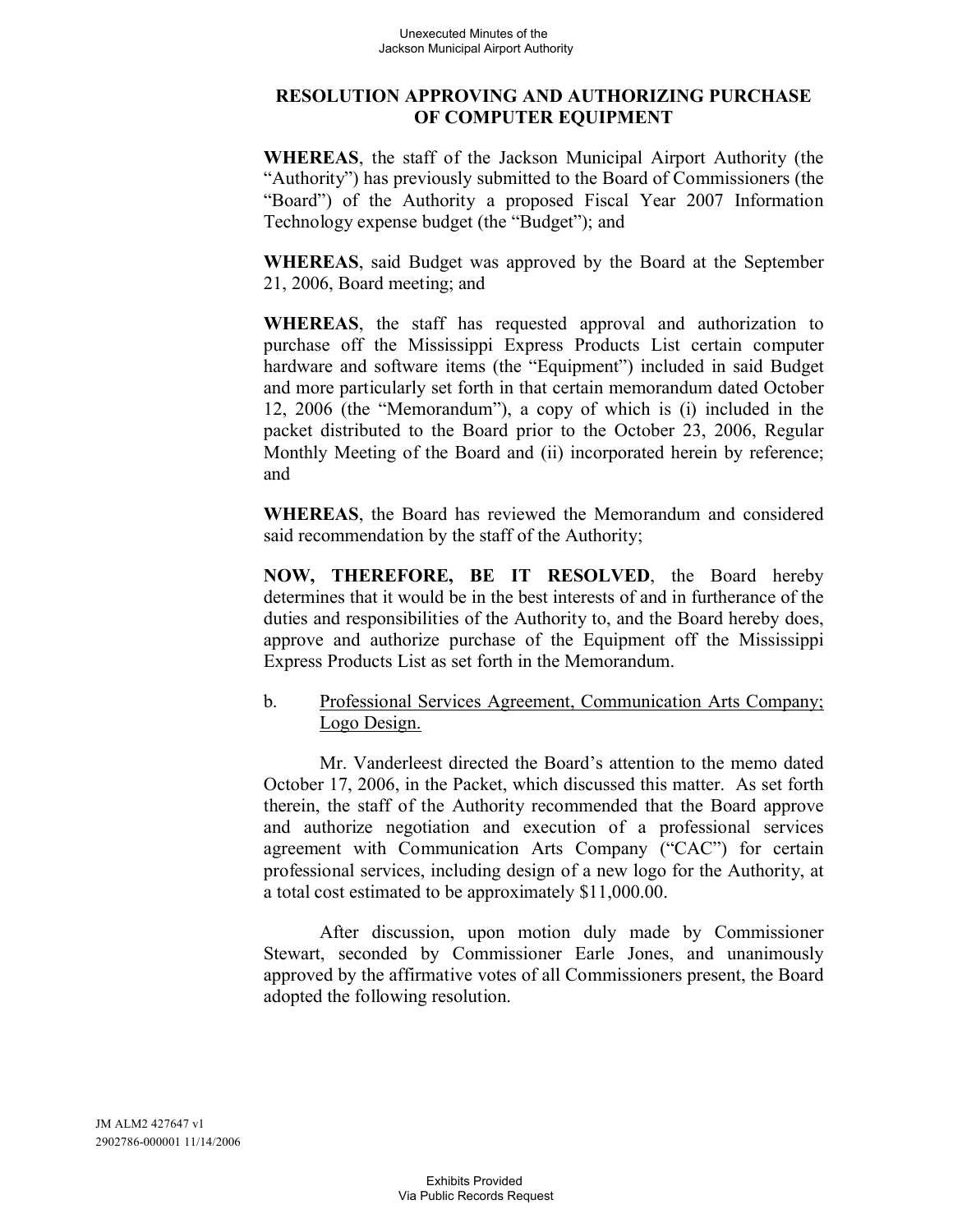## RESOLUTION APPROVING AND AUTHORIZING PURCHASE OF COMPUTER EQUIPMENT

**WHEREAS**, the staff of the Jackson Municipal Airport Authority (the "Authority") has previously submitted to the Board of Commissioners (the "Board") of the Authority a proposed Fiscal Year 2007 Information Technology expense budget (the "Budget"); and

**WHEREAS**, said Budget was approved by the Board at the September 21, 2006, Board meeting; and

**WHEREAS**, the staff has requested approval and authorization to purchase off the Mississippi Express Products List certain computer hardware and software items (the "Equipment") included in said Budget and more particularly set forth in that certain memorandum dated October 12, 2006 (the "Memorandum"), a copy of which is (i) included in the packet distributed to the Board prior to the October 23, 2006, Regular Monthly Meeting of the Board and (ii) incorporated herein by reference; and

**WHEREAS**, the Board has reviewed the Memorandum and considered said recommendation by the staff of the Authority;

**NOW, THEREFORE, BE IT RESOLVED**, the Board hereby determines that it would be in the best interests of and in furtherance of the duties and responsibilities of the Authority to, and the Board hereby does, approve and authorize purchase of the Equipment off the Mississippi Express Products List as set forth in the Memorandum.

b. Professional Services Agreement, Communication Arts Company; Logo Design.

Mr. Vanderleest directed the Board's attention to the memo dated October 17, 2006, in the Packet, which discussed this matter. As set forth therein, the staff of the Authority recommended that the Board approve and authorize negotiation and execution of a professional services agreement with Communication Arts Company ("CAC") for certain professional services, including design of a new logo for the Authority, at a total cost estimated to be approximately $11,000.00.

After discussion, upon motion duly made by Commissioner Stewart, seconded by Commissioner Earle Jones, and unanimously approved by the affirmative votes of all Commissioners present, the Board adopted the following resolution.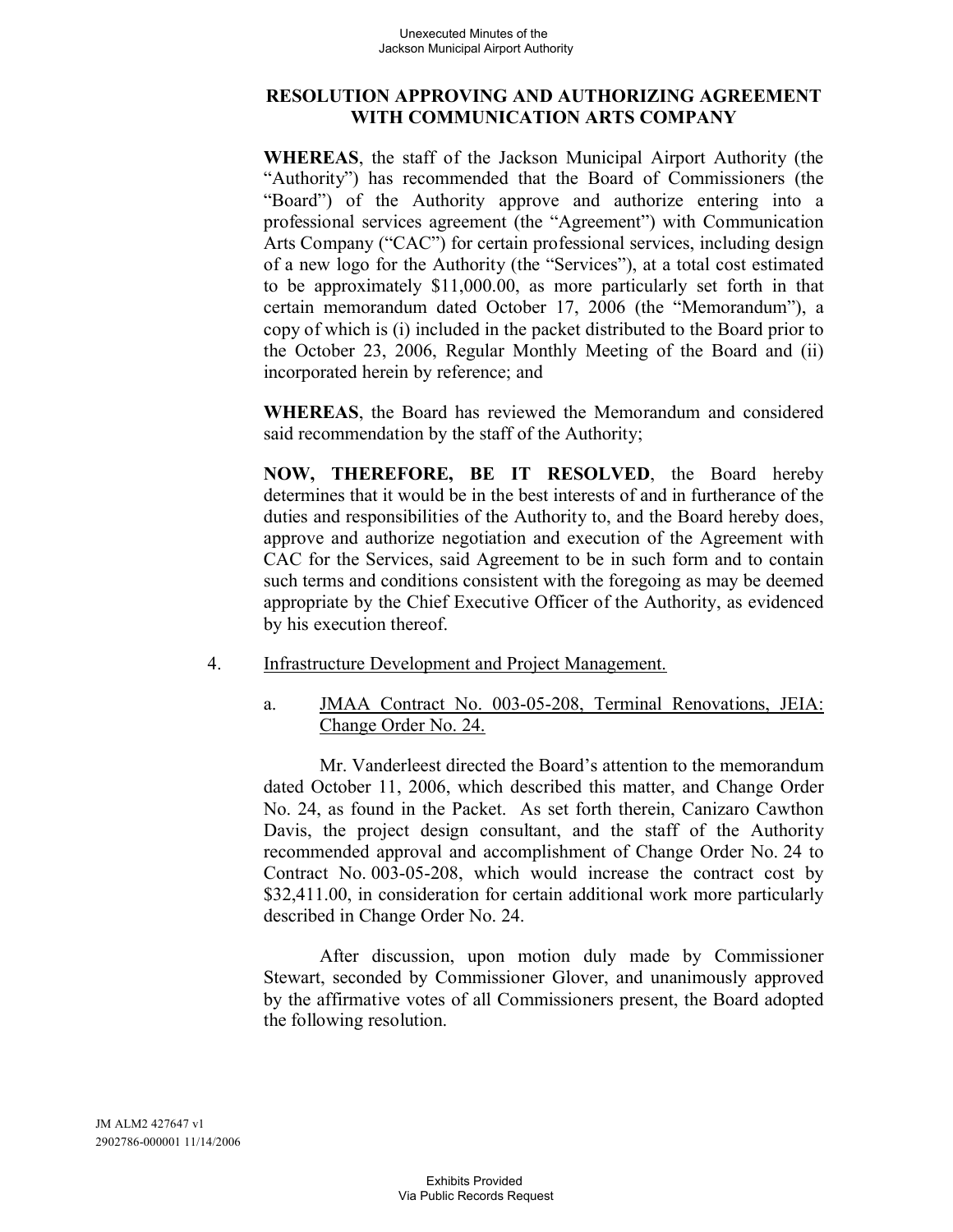**RESOLUTION APPROVING AND AUTHORIZING AGREEMENT WITH COMMUNICATION ARTS COMPANY**

**WHEREAS**, the staff of the Jackson Municipal Airport Authority (the "Authority") has recommended that the Board of Commissioners (the "Board") of the Authority approve and authorize entering into a professional services agreement (the "Agreement") with Communication Arts Company ("CAC") for certain professional services, including design of a new logo for the Authority (the "Services"), at a total cost estimated to be approximately $11,000.00, as more particularly set forth in that certain memorandum dated October 17, 2006 (the "Memorandum"), a copy of which is (i) included in the packet distributed to the Board prior to the October 23, 2006, Regular Monthly Meeting of the Board and (ii) incorporated herein by reference; and

**WHEREAS**, the Board has reviewed the Memorandum and considered said recommendation by the staff of the Authority;

**NOW, THEREFORE, BE IT RESOLVED**, the Board hereby determines that it would be in the best interests of and in furtherance of the duties and responsibilities of the Authority to, and the Board hereby does, approve and authorize negotiation and execution of the Agreement with CAC for the Services, said Agreement to be in such form and to contain such terms and conditions consistent with the foregoing as may be deemed appropriate by the Chief Executive Officer of the Authority, as evidenced by his execution thereof.

4. Infrastructure Development and Project Management.

   a. JMAA Contract No. 003-05-208, Terminal Renovations, JEIA: Change Order No. 24.

   Mr. Vanderleest directed the Board's attention to the memorandum dated October 11, 2006, which described this matter, and Change Order No. 24, as found in the Packet. As set forth therein, Canizaro Cawthon Davis, the project design consultant, and the staff of the Authority recommended approval and accomplishment of Change Order No. 24 to Contract No. 003-05-208, which would increase the contract cost by $32,411.00, in consideration for certain additional work more particularly described in Change Order No. 24.

   After discussion, upon motion duly made by Commissioner Stewart, seconded by Commissioner Glover, and unanimously approved by the affirmative votes of all Commissioners present, the Board adopted the following resolution.

JM ALM2 427647 v1
2902786-000001 11/14/2006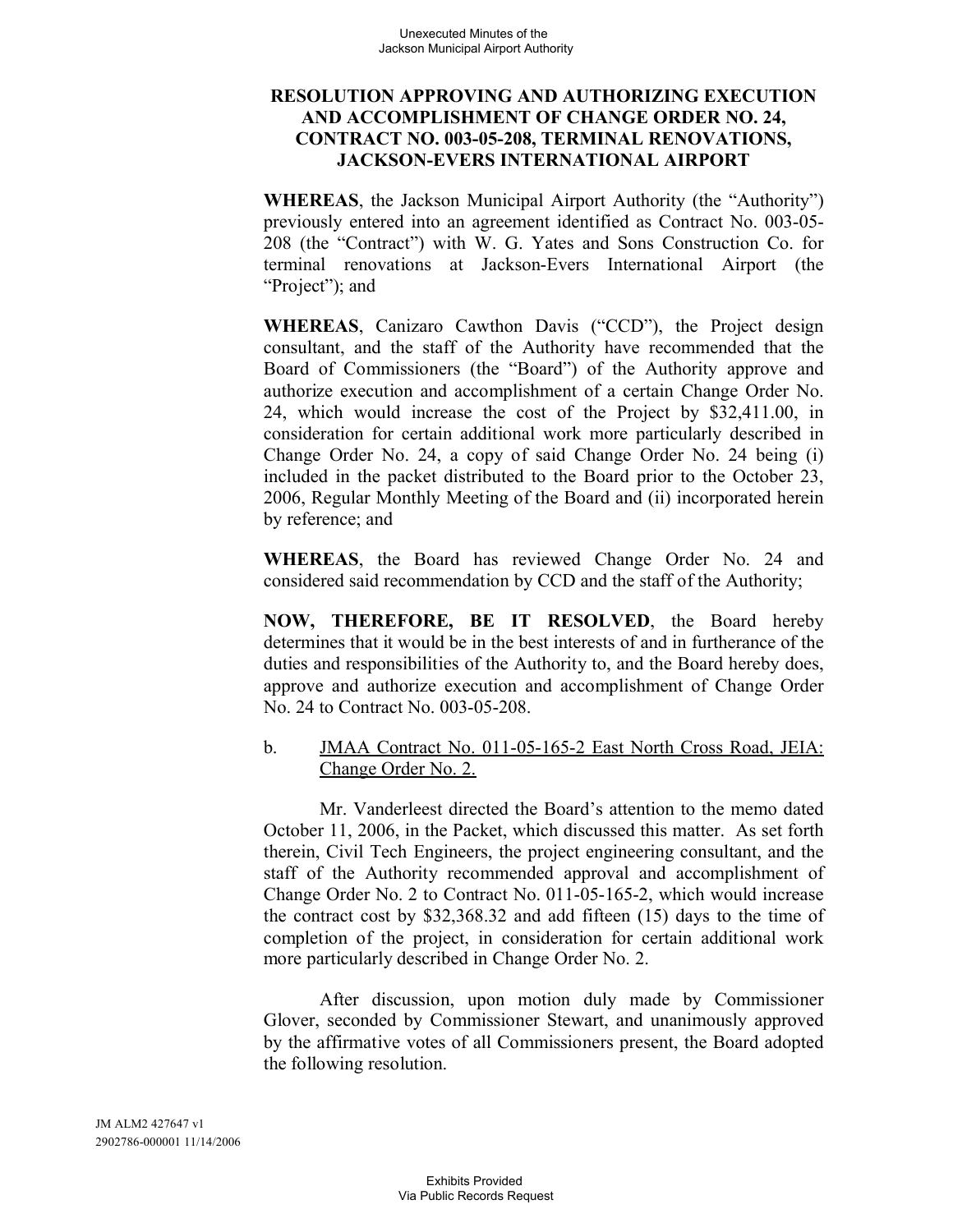**RESOLUTION APPROVING AND AUTHORIZING EXECUTION AND ACCOMPLISHMENT OF CHANGE ORDER NO. 24, CONTRACT NO. 003-05-208, TERMINAL RENOVATIONS, JACKSON-EVERS INTERNATIONAL AIRPORT**

**WHEREAS**, the Jackson Municipal Airport Authority (the "Authority") previously entered into an agreement identified as Contract No. 003-05-208 (the "Contract") with W. G. Yates and Sons Construction Co. for terminal renovations at Jackson-Evers International Airport (the "Project"); and

**WHEREAS**, Canizaro Cawthon Davis ("CCD"), the Project design consultant, and the staff of the Authority have recommended that the Board of Commissioners (the "Board") of the Authority approve and authorize execution and accomplishment of a certain Change Order No. 24, which would increase the cost of the Project by $32,411.00, in consideration for certain additional work more particularly described in Change Order No. 24, a copy of said Change Order No. 24 being (i) included in the packet distributed to the Board prior to the October 23, 2006, Regular Monthly Meeting of the Board and (ii) incorporated herein by reference; and

**WHEREAS**, the Board has reviewed Change Order No. 24 and considered said recommendation by CCD and the staff of the Authority;

**NOW, THEREFORE, BE IT RESOLVED**, the Board hereby determines that it would be in the best interests of and in furtherance of the duties and responsibilities of the Authority to, and the Board hereby does, approve and authorize execution and accomplishment of Change Order No. 24 to Contract No. 003-05-208.

b. JMAA Contract No. 011-05-165-2 East North Cross Road, JEIA: Change Order No. 2.

Mr. Vanderleest directed the Board's attention to the memo dated October 11, 2006, in the Packet, which discussed this matter. As set forth therein, Civil Tech Engineers, the project engineering consultant, and the staff of the Authority recommended approval and accomplishment of Change Order No. 2 to Contract No. 011-05-165-2, which would increase the contract cost by $32,368.32 and add fifteen (15) days to the time of completion of the project, in consideration for certain additional work more particularly described in Change Order No. 2.

After discussion, upon motion duly made by Commissioner Glover, seconded by Commissioner Stewart, and unanimously approved by the affirmative votes of all Commissioners present, the Board adopted the following resolution.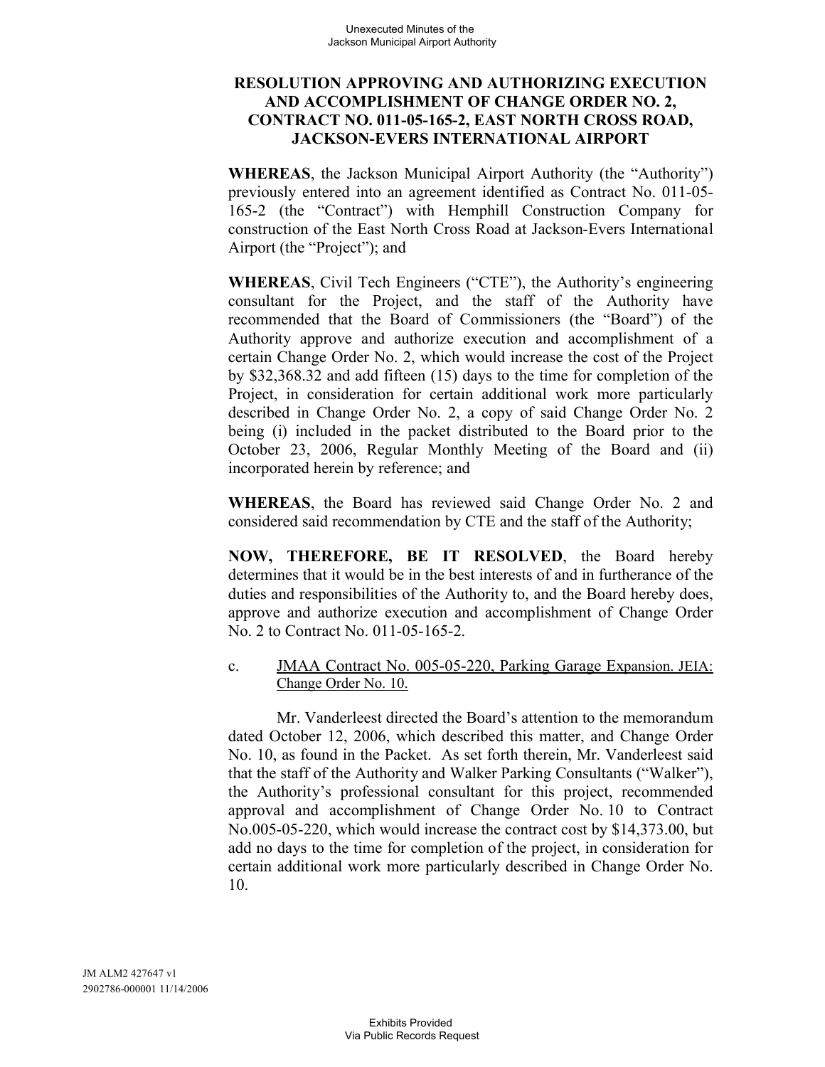**RESOLUTION APPROVING AND AUTHORIZING EXECUTION AND ACCOMPLISHMENT OF CHANGE ORDER NO. 2, CONTRACT NO. 011-05-165-2, EAST NORTH CROSS ROAD, JACKSON-EVERS INTERNATIONAL AIRPORT**

**WHEREAS**, the Jackson Municipal Airport Authority (the "Authority") previously entered into an agreement identified as Contract No. 011-05-165-2 (the "Contract") with Hemphill Construction Company for construction of the East North Cross Road at Jackson-Evers International Airport (the "Project"); and

**WHEREAS**, Civil Tech Engineers ("CTE"), the Authority's engineering consultant for the Project, and the staff of the Authority have recommended that the Board of Commissioners (the "Board") of the Authority approve and authorize execution and accomplishment of a certain Change Order No. 2, which would increase the cost of the Project by $32,368.32 and add fifteen (15) days to the time for completion of the Project, in consideration for certain additional work more particularly described in Change Order No. 2, a copy of said Change Order No. 2 being (i) included in the packet distributed to the Board prior to the October 23, 2006, Regular Monthly Meeting of the Board and (ii) incorporated herein by reference; and

**WHEREAS**, the Board has reviewed said Change Order No. 2 and considered said recommendation by CTE and the staff of the Authority;

**NOW, THEREFORE, BE IT RESOLVED**, the Board hereby determines that it would be in the best interests of and in furtherance of the duties and responsibilities of the Authority to, and the Board hereby does, approve and authorize execution and accomplishment of Change Order No. 2 to Contract No. 011-05-165-2.

c. JMAA Contract No. 005-05-220, Parking Garage Expansion. JEIA: Change Order No. 10.

Mr. Vanderleest directed the Board's attention to the memorandum dated October 12, 2006, which described this matter, and Change Order No. 10, as found in the Packet. As set forth therein, Mr. Vanderleest said that the staff of the Authority and Walker Parking Consultants ("Walker"), the Authority's professional consultant for this project, recommended approval and accomplishment of Change Order No. 10 to Contract No.005-05-220, which would increase the contract cost by $14,373.00, but add no days to the time for completion of the project, in consideration for certain additional work more particularly described in Change Order No. 10.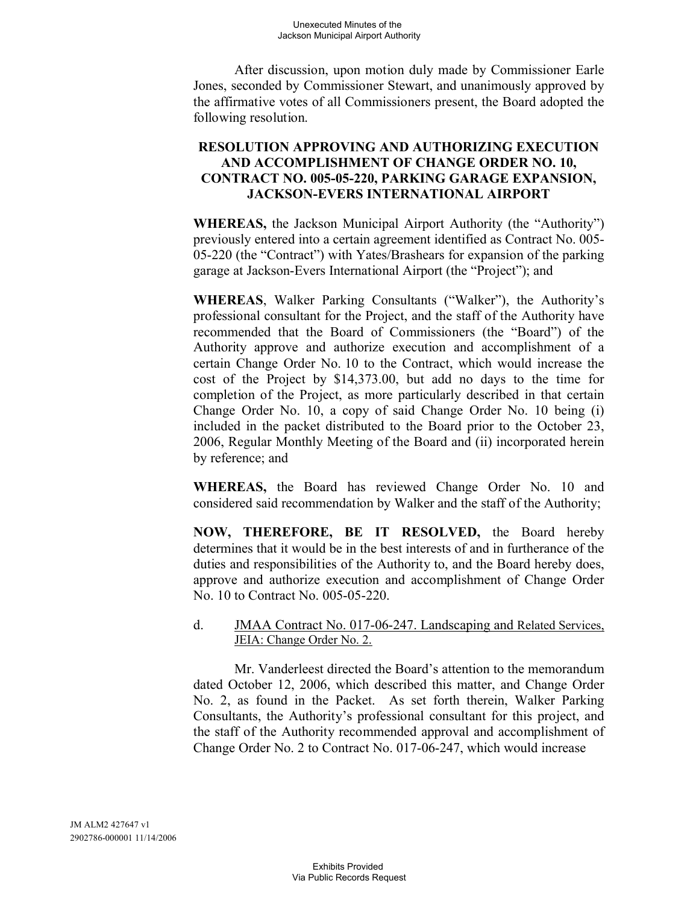After discussion, upon motion duly made by Commissioner Earle Jones, seconded by Commissioner Stewart, and unanimously approved by the affirmative votes of all Commissioners present, the Board adopted the following resolution.

**RESOLUTION APPROVING AND AUTHORIZING EXECUTION AND ACCOMPLISHMENT OF CHANGE ORDER NO. 10, CONTRACT NO. 005-05-220, PARKING GARAGE EXPANSION, JACKSON-EVERS INTERNATIONAL AIRPORT**

**WHEREAS,** the Jackson Municipal Airport Authority (the "Authority") previously entered into a certain agreement identified as Contract No. 005-05-220 (the "Contract") with Yates/Brashears for expansion of the parking garage at Jackson-Evers International Airport (the "Project"); and

**WHEREAS**, Walker Parking Consultants ("Walker"), the Authority's professional consultant for the Project, and the staff of the Authority have recommended that the Board of Commissioners (the "Board") of the Authority approve and authorize execution and accomplishment of a certain Change Order No. 10 to the Contract, which would increase the cost of the Project by $14,373.00, but add no days to the time for completion of the Project, as more particularly described in that certain Change Order No. 10, a copy of said Change Order No. 10 being (i) included in the packet distributed to the Board prior to the October 23, 2006, Regular Monthly Meeting of the Board and (ii) incorporated herein by reference; and

**WHEREAS,** the Board has reviewed Change Order No. 10 and considered said recommendation by Walker and the staff of the Authority;

**NOW, THEREFORE, BE IT RESOLVED,** the Board hereby determines that it would be in the best interests of and in furtherance of the duties and responsibilities of the Authority to, and the Board hereby does, approve and authorize execution and accomplishment of Change Order No. 10 to Contract No. 005-05-220.

d. JMAA Contract No. 017-06-247. Landscaping and Related Services, JEIA: Change Order No. 2.

Mr. Vanderleest directed the Board's attention to the memorandum dated October 12, 2006, which described this matter, and Change Order No. 2, as found in the Packet. As set forth therein, Walker Parking Consultants, the Authority's professional consultant for this project, and the staff of the Authority recommended approval and accomplishment of Change Order No. 2 to Contract No. 017-06-247, which would increase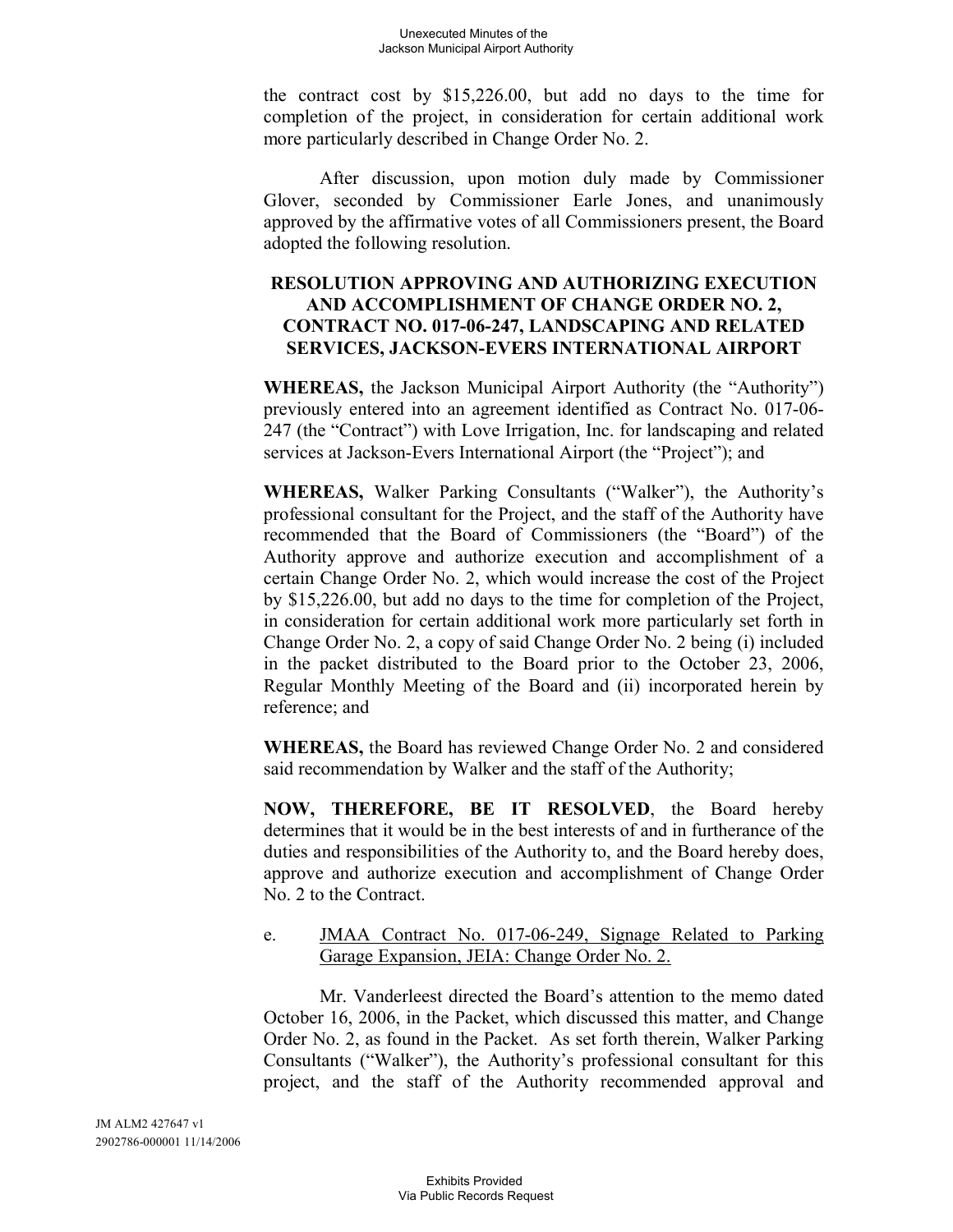the contract cost by $15,226.00, but add no days to the time for completion of the project, in consideration for certain additional work more particularly described in Change Order No. 2.

After discussion, upon motion duly made by Commissioner Glover, seconded by Commissioner Earle Jones, and unanimously approved by the affirmative votes of all Commissioners present, the Board adopted the following resolution.

**RESOLUTION APPROVING AND AUTHORIZING EXECUTION AND ACCOMPLISHMENT OF CHANGE ORDER NO. 2, CONTRACT NO. 017-06-247, LANDSCAPING AND RELATED SERVICES, JACKSON-EVERS INTERNATIONAL AIRPORT**

**WHEREAS,** the Jackson Municipal Airport Authority (the "Authority") previously entered into an agreement identified as Contract No. 017-06-247 (the "Contract") with Love Irrigation, Inc. for landscaping and related services at Jackson-Evers International Airport (the "Project"); and

**WHEREAS,** Walker Parking Consultants ("Walker"), the Authority's professional consultant for the Project, and the staff of the Authority have recommended that the Board of Commissioners (the "Board") of the Authority approve and authorize execution and accomplishment of a certain Change Order No. 2, which would increase the cost of the Project by $15,226.00, but add no days to the time for completion of the Project, in consideration for certain additional work more particularly set forth in Change Order No. 2, a copy of said Change Order No. 2 being (i) included in the packet distributed to the Board prior to the October 23, 2006, Regular Monthly Meeting of the Board and (ii) incorporated herein by reference; and

**WHEREAS,** the Board has reviewed Change Order No. 2 and considered said recommendation by Walker and the staff of the Authority;

**NOW, THEREFORE, BE IT RESOLVED**, the Board hereby determines that it would be in the best interests of and in furtherance of the duties and responsibilities of the Authority to, and the Board hereby does, approve and authorize execution and accomplishment of Change Order No. 2 to the Contract.

e. JMAA Contract No. 017-06-249, Signage Related to Parking Garage Expansion, JEIA: Change Order No. 2.

Mr. Vanderleest directed the Board's attention to the memo dated October 16, 2006, in the Packet, which discussed this matter, and Change Order No. 2, as found in the Packet. As set forth therein, Walker Parking Consultants ("Walker"), the Authority's professional consultant for this project, and the staff of the Authority recommended approval and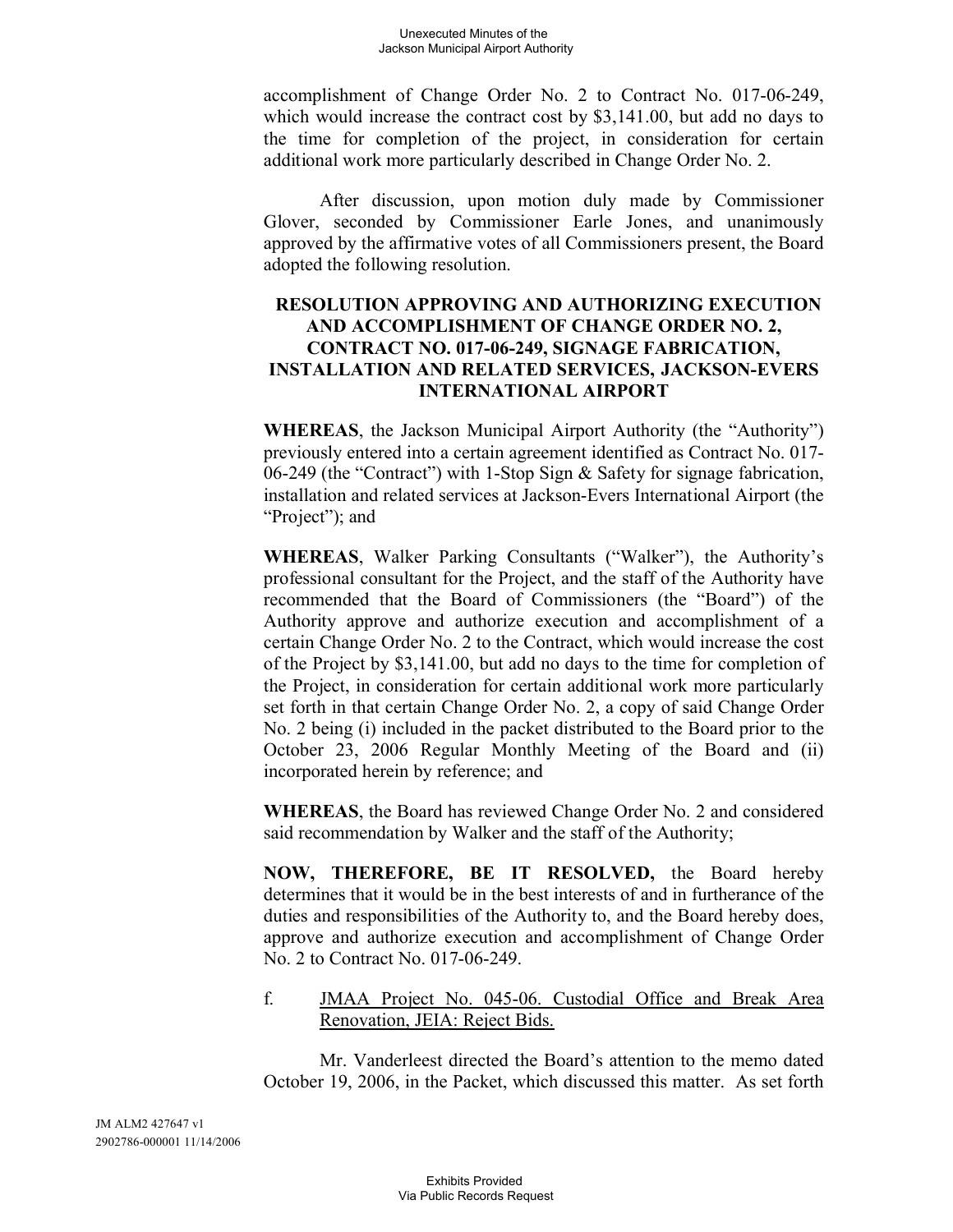accomplishment of Change Order No. 2 to Contract No. 017-06-249, which would increase the contract cost by $3,141.00, but add no days to the time for completion of the project, in consideration for certain additional work more particularly described in Change Order No. 2.

After discussion, upon motion duly made by Commissioner Glover, seconded by Commissioner Earle Jones, and unanimously approved by the affirmative votes of all Commissioners present, the Board adopted the following resolution.

**RESOLUTION APPROVING AND AUTHORIZING EXECUTION AND ACCOMPLISHMENT OF CHANGE ORDER NO. 2, CONTRACT NO. 017-06-249, SIGNAGE FABRICATION, INSTALLATION AND RELATED SERVICES, JACKSON-EVERS INTERNATIONAL AIRPORT**

**WHEREAS**, the Jackson Municipal Airport Authority (the "Authority") previously entered into a certain agreement identified as Contract No. 017-06-249 (the "Contract") with 1-Stop Sign & Safety for signage fabrication, installation and related services at Jackson-Evers International Airport (the "Project"); and

**WHEREAS**, Walker Parking Consultants ("Walker"), the Authority's professional consultant for the Project, and the staff of the Authority have recommended that the Board of Commissioners (the "Board") of the Authority approve and authorize execution and accomplishment of a certain Change Order No. 2 to the Contract, which would increase the cost of the Project by $3,141.00, but add no days to the time for completion of the Project, in consideration for certain additional work more particularly set forth in that certain Change Order No. 2, a copy of said Change Order No. 2 being (i) included in the packet distributed to the Board prior to the October 23, 2006 Regular Monthly Meeting of the Board and (ii) incorporated herein by reference; and

**WHEREAS**, the Board has reviewed Change Order No. 2 and considered said recommendation by Walker and the staff of the Authority;

**NOW, THEREFORE, BE IT RESOLVED,** the Board hereby determines that it would be in the best interests of and in furtherance of the duties and responsibilities of the Authority to, and the Board hereby does, approve and authorize execution and accomplishment of Change Order No. 2 to Contract No. 017-06-249.

f. JMAA Project No. 045-06. Custodial Office and Break Area Renovation, JEIA: Reject Bids.

Mr. Vanderleest directed the Board's attention to the memo dated October 19, 2006, in the Packet, which discussed this matter. As set forth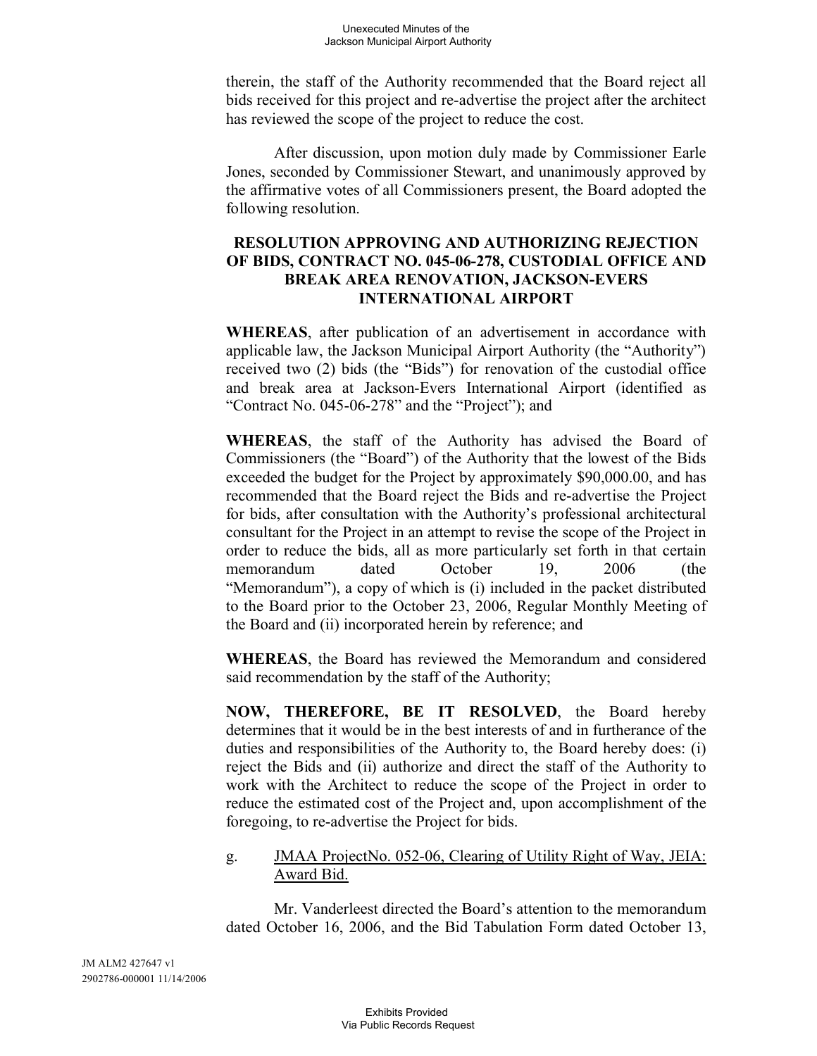therein, the staff of the Authority recommended that the Board reject all bids received for this project and re-advertise the project after the architect has reviewed the scope of the project to reduce the cost.

After discussion, upon motion duly made by Commissioner Earle Jones, seconded by Commissioner Stewart, and unanimously approved by the affirmative votes of all Commissioners present, the Board adopted the following resolution.

**RESOLUTION APPROVING AND AUTHORIZING REJECTION OF BIDS, CONTRACT NO. 045-06-278, CUSTODIAL OFFICE AND BREAK AREA RENOVATION, JACKSON-EVERS INTERNATIONAL AIRPORT**

**WHEREAS**, after publication of an advertisement in accordance with applicable law, the Jackson Municipal Airport Authority (the "Authority") received two (2) bids (the "Bids") for renovation of the custodial office and break area at Jackson-Evers International Airport (identified as "Contract No. 045-06-278" and the "Project"); and

**WHEREAS**, the staff of the Authority has advised the Board of Commissioners (the "Board") of the Authority that the lowest of the Bids exceeded the budget for the Project by approximately $90,000.00, and has recommended that the Board reject the Bids and re-advertise the Project for bids, after consultation with the Authority's professional architectural consultant for the Project in an attempt to revise the scope of the Project in order to reduce the bids, all as more particularly set forth in that certain memorandum dated October 19, 2006 (the "Memorandum"), a copy of which is (i) included in the packet distributed to the Board prior to the October 23, 2006, Regular Monthly Meeting of the Board and (ii) incorporated herein by reference; and

**WHEREAS**, the Board has reviewed the Memorandum and considered said recommendation by the staff of the Authority;

**NOW, THEREFORE, BE IT RESOLVED**, the Board hereby determines that it would be in the best interests of and in furtherance of the duties and responsibilities of the Authority to, the Board hereby does: (i) reject the Bids and (ii) authorize and direct the staff of the Authority to work with the Architect to reduce the scope of the Project in order to reduce the estimated cost of the Project and, upon accomplishment of the foregoing, to re-advertise the Project for bids.

g. <u>JMAA ProjectNo. 052-06, Clearing of Utility Right of Way, JEIA: Award Bid.</u>

Mr. Vanderleest directed the Board's attention to the memorandum dated October 16, 2006, and the Bid Tabulation Form dated October 13,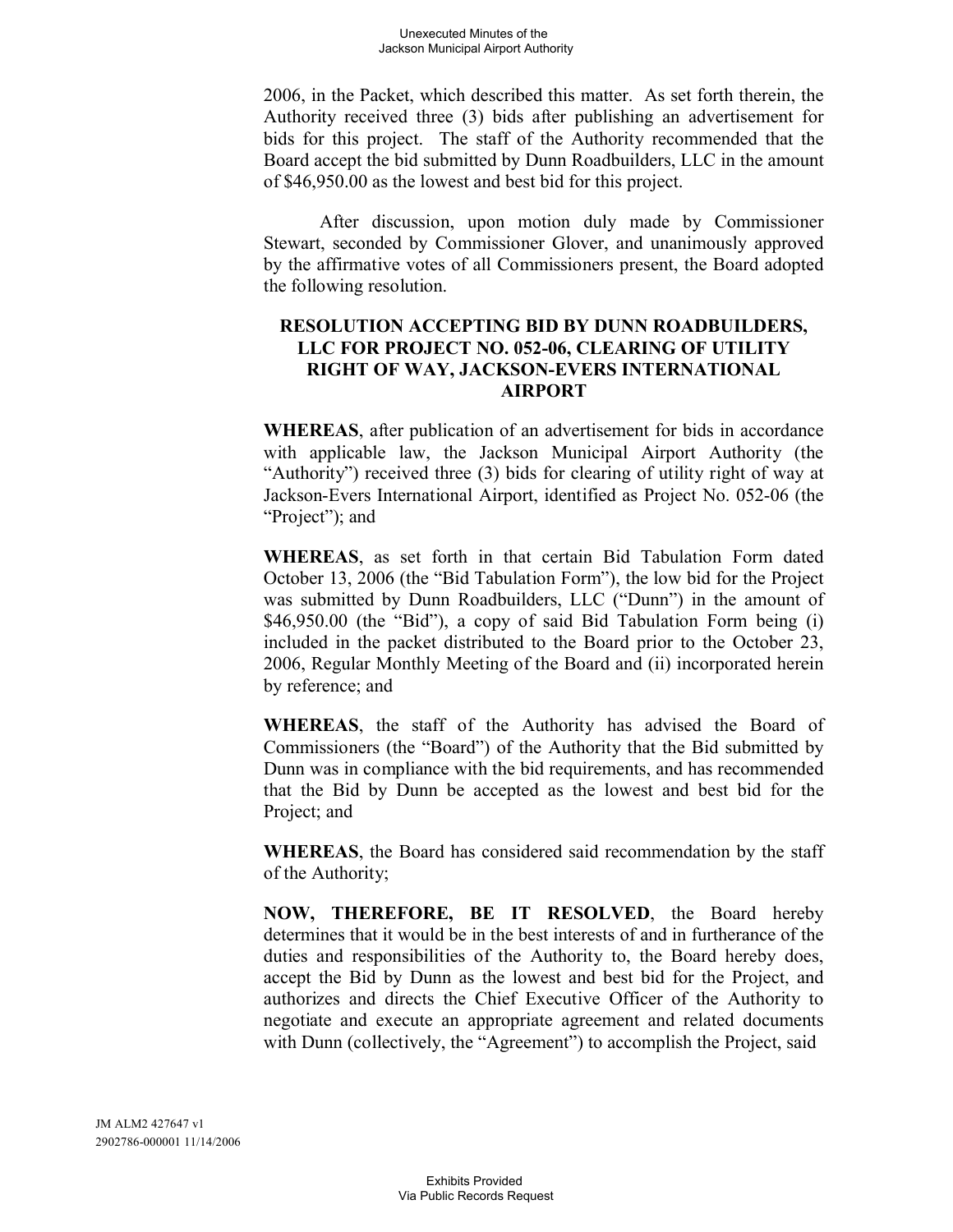2006, in the Packet, which described this matter. As set forth therein, the Authority received three (3) bids after publishing an advertisement for bids for this project. The staff of the Authority recommended that the Board accept the bid submitted by Dunn Roadbuilders, LLC in the amount of $46,950.00 as the lowest and best bid for this project.

After discussion, upon motion duly made by Commissioner Stewart, seconded by Commissioner Glover, and unanimously approved by the affirmative votes of all Commissioners present, the Board adopted the following resolution.

**RESOLUTION ACCEPTING BID BY DUNN ROADBUILDERS, LLC FOR PROJECT NO. 052-06, CLEARING OF UTILITY RIGHT OF WAY, JACKSON-EVERS INTERNATIONAL AIRPORT**

**WHEREAS**, after publication of an advertisement for bids in accordance with applicable law, the Jackson Municipal Airport Authority (the "Authority") received three (3) bids for clearing of utility right of way at Jackson-Evers International Airport, identified as Project No. 052-06 (the "Project"); and

**WHEREAS**, as set forth in that certain Bid Tabulation Form dated October 13, 2006 (the "Bid Tabulation Form"), the low bid for the Project was submitted by Dunn Roadbuilders, LLC ("Dunn") in the amount of $46,950.00 (the "Bid"), a copy of said Bid Tabulation Form being (i) included in the packet distributed to the Board prior to the October 23, 2006, Regular Monthly Meeting of the Board and (ii) incorporated herein by reference; and

**WHEREAS**, the staff of the Authority has advised the Board of Commissioners (the "Board") of the Authority that the Bid submitted by Dunn was in compliance with the bid requirements, and has recommended that the Bid by Dunn be accepted as the lowest and best bid for the Project; and

**WHEREAS**, the Board has considered said recommendation by the staff of the Authority;

**NOW, THEREFORE, BE IT RESOLVED**, the Board hereby determines that it would be in the best interests of and in furtherance of the duties and responsibilities of the Authority to, the Board hereby does, accept the Bid by Dunn as the lowest and best bid for the Project, and authorizes and directs the Chief Executive Officer of the Authority to negotiate and execute an appropriate agreement and related documents with Dunn (collectively, the "Agreement") to accomplish the Project, said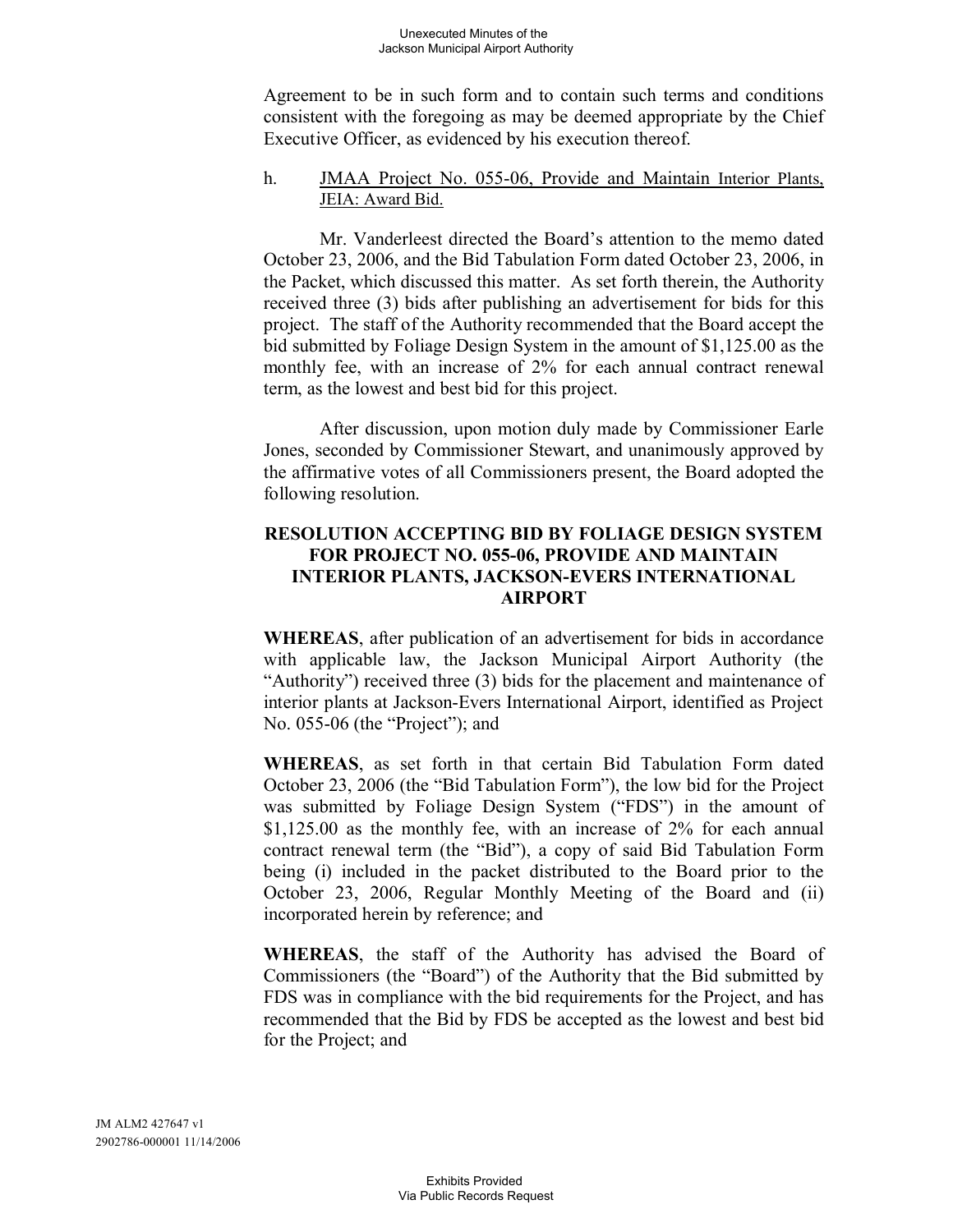Agreement to be in such form and to contain such terms and conditions consistent with the foregoing as may be deemed appropriate by the Chief Executive Officer, as evidenced by his execution thereof.

h. JMAA Project No. 055-06, Provide and Maintain Interior Plants, JEIA: Award Bid.

Mr. Vanderleest directed the Board's attention to the memo dated October 23, 2006, and the Bid Tabulation Form dated October 23, 2006, in the Packet, which discussed this matter. As set forth therein, the Authority received three (3) bids after publishing an advertisement for bids for this project. The staff of the Authority recommended that the Board accept the bid submitted by Foliage Design System in the amount of $1,125.00 as the monthly fee, with an increase of 2% for each annual contract renewal term, as the lowest and best bid for this project.

After discussion, upon motion duly made by Commissioner Earle Jones, seconded by Commissioner Stewart, and unanimously approved by the affirmative votes of all Commissioners present, the Board adopted the following resolution.

**RESOLUTION ACCEPTING BID BY FOLIAGE DESIGN SYSTEM FOR PROJECT NO. 055-06, PROVIDE AND MAINTAIN INTERIOR PLANTS, JACKSON-EVERS INTERNATIONAL AIRPORT**

**WHEREAS**, after publication of an advertisement for bids in accordance with applicable law, the Jackson Municipal Airport Authority (the "Authority") received three (3) bids for the placement and maintenance of interior plants at Jackson-Evers International Airport, identified as Project No. 055-06 (the "Project"); and

**WHEREAS**, as set forth in that certain Bid Tabulation Form dated October 23, 2006 (the "Bid Tabulation Form"), the low bid for the Project was submitted by Foliage Design System ("FDS") in the amount of $1,125.00 as the monthly fee, with an increase of 2% for each annual contract renewal term (the "Bid"), a copy of said Bid Tabulation Form being (i) included in the packet distributed to the Board prior to the October 23, 2006, Regular Monthly Meeting of the Board and (ii) incorporated herein by reference; and

**WHEREAS**, the staff of the Authority has advised the Board of Commissioners (the "Board") of the Authority that the Bid submitted by FDS was in compliance with the bid requirements for the Project, and has recommended that the Bid by FDS be accepted as the lowest and best bid for the Project; and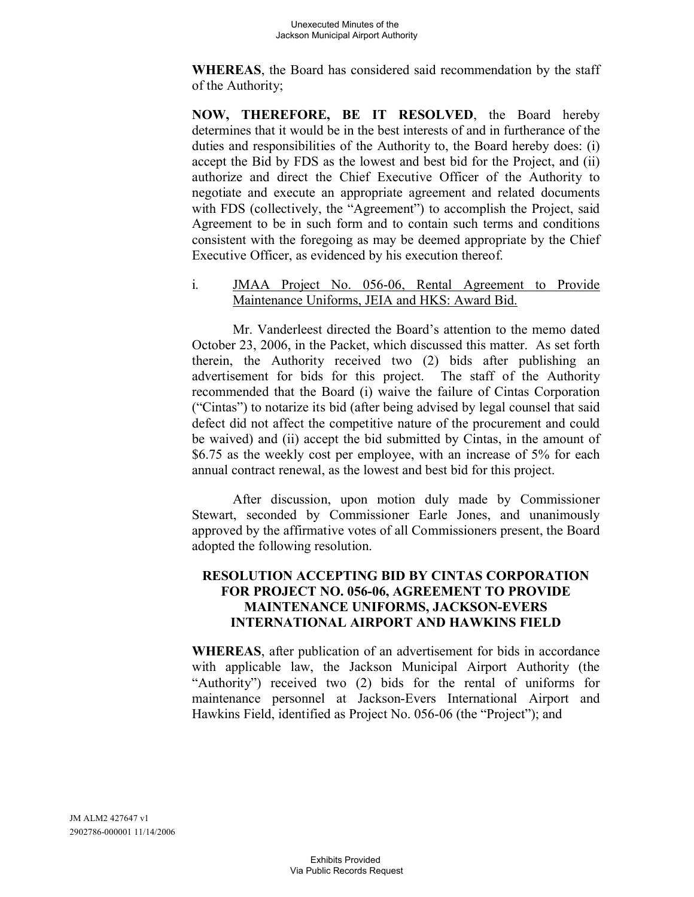**WHEREAS**, the Board has considered said recommendation by the staff of the Authority;

**NOW, THEREFORE, BE IT RESOLVED**, the Board hereby determines that it would be in the best interests of and in furtherance of the duties and responsibilities of the Authority to, the Board hereby does: (i) accept the Bid by FDS as the lowest and best bid for the Project, and (ii) authorize and direct the Chief Executive Officer of the Authority to negotiate and execute an appropriate agreement and related documents with FDS (collectively, the "Agreement") to accomplish the Project, said Agreement to be in such form and to contain such terms and conditions consistent with the foregoing as may be deemed appropriate by the Chief Executive Officer, as evidenced by his execution thereof.

i. JMAA Project No. 056-06, Rental Agreement to Provide Maintenance Uniforms, JEIA and HKS: Award Bid.

Mr. Vanderleest directed the Board's attention to the memo dated October 23, 2006, in the Packet, which discussed this matter. As set forth therein, the Authority received two (2) bids after publishing an advertisement for bids for this project. The staff of the Authority recommended that the Board (i) waive the failure of Cintas Corporation ("Cintas") to notarize its bid (after being advised by legal counsel that said defect did not affect the competitive nature of the procurement and could be waived) and (ii) accept the bid submitted by Cintas, in the amount of $6.75 as the weekly cost per employee, with an increase of 5% for each annual contract renewal, as the lowest and best bid for this project.

After discussion, upon motion duly made by Commissioner Stewart, seconded by Commissioner Earle Jones, and unanimously approved by the affirmative votes of all Commissioners present, the Board adopted the following resolution.

**RESOLUTION ACCEPTING BID BY CINTAS CORPORATION FOR PROJECT NO. 056-06, AGREEMENT TO PROVIDE MAINTENANCE UNIFORMS, JACKSON-EVERS INTERNATIONAL AIRPORT AND HAWKINS FIELD**

**WHEREAS**, after publication of an advertisement for bids in accordance with applicable law, the Jackson Municipal Airport Authority (the "Authority") received two (2) bids for the rental of uniforms for maintenance personnel at Jackson-Evers International Airport and Hawkins Field, identified as Project No. 056-06 (the "Project"); and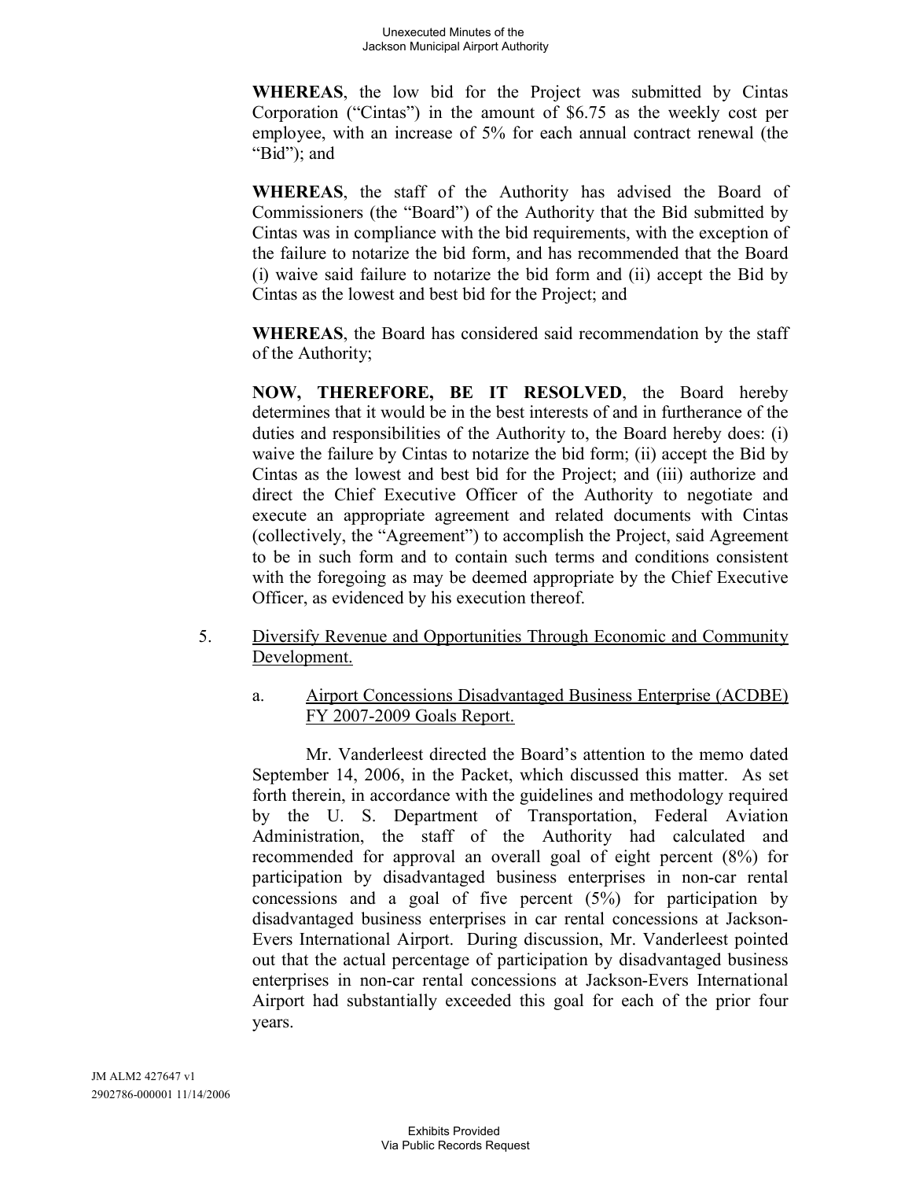**WHEREAS**, the low bid for the Project was submitted by Cintas Corporation ("Cintas") in the amount of $6.75 as the weekly cost per employee, with an increase of 5% for each annual contract renewal (the "Bid"); and

**WHEREAS**, the staff of the Authority has advised the Board of Commissioners (the "Board") of the Authority that the Bid submitted by Cintas was in compliance with the bid requirements, with the exception of the failure to notarize the bid form, and has recommended that the Board (i) waive said failure to notarize the bid form and (ii) accept the Bid by Cintas as the lowest and best bid for the Project; and

**WHEREAS**, the Board has considered said recommendation by the staff of the Authority;

**NOW, THEREFORE, BE IT RESOLVED**, the Board hereby determines that it would be in the best interests of and in furtherance of the duties and responsibilities of the Authority to, the Board hereby does: (i) waive the failure by Cintas to notarize the bid form; (ii) accept the Bid by Cintas as the lowest and best bid for the Project; and (iii) authorize and direct the Chief Executive Officer of the Authority to negotiate and execute an appropriate agreement and related documents with Cintas (collectively, the "Agreement") to accomplish the Project, said Agreement to be in such form and to contain such terms and conditions consistent with the foregoing as may be deemed appropriate by the Chief Executive Officer, as evidenced by his execution thereof.

5. Diversify Revenue and Opportunities Through Economic and Community Development.

   a. Airport Concessions Disadvantaged Business Enterprise (ACDBE) FY 2007-2009 Goals Report.

   Mr. Vanderleest directed the Board's attention to the memo dated September 14, 2006, in the Packet, which discussed this matter. As set forth therein, in accordance with the guidelines and methodology required by the U. S. Department of Transportation, Federal Aviation Administration, the staff of the Authority had calculated and recommended for approval an overall goal of eight percent (8%) for participation by disadvantaged business enterprises in non-car rental concessions and a goal of five percent (5%) for participation by disadvantaged business enterprises in car rental concessions at Jackson-Evers International Airport. During discussion, Mr. Vanderleest pointed out that the actual percentage of participation by disadvantaged business enterprises in non-car rental concessions at Jackson-Evers International Airport had substantially exceeded this goal for each of the prior four years.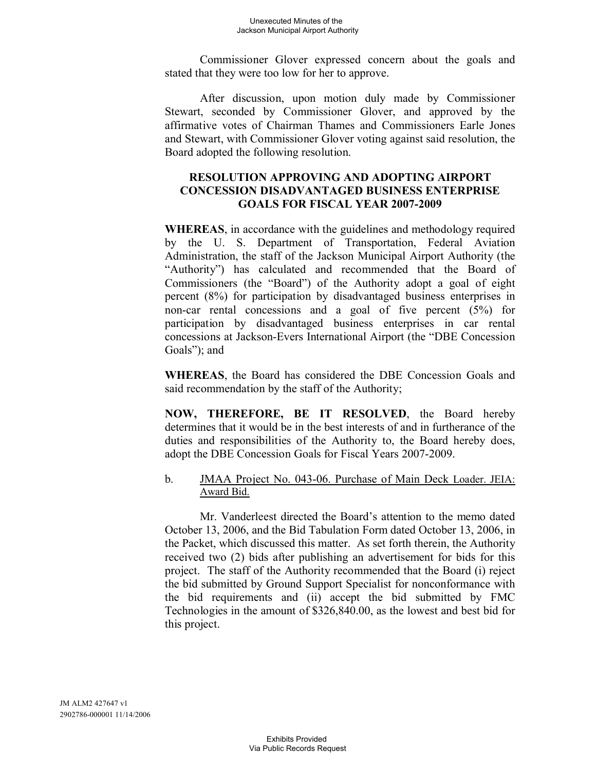Commissioner Glover expressed concern about the goals and stated that they were too low for her to approve.

After discussion, upon motion duly made by Commissioner Stewart, seconded by Commissioner Glover, and approved by the affirmative votes of Chairman Thames and Commissioners Earle Jones and Stewart, with Commissioner Glover voting against said resolution, the Board adopted the following resolution.

**RESOLUTION APPROVING AND ADOPTING AIRPORT CONCESSION DISADVANTAGED BUSINESS ENTERPRISE GOALS FOR FISCAL YEAR 2007-2009**

**WHEREAS**, in accordance with the guidelines and methodology required by the U. S. Department of Transportation, Federal Aviation Administration, the staff of the Jackson Municipal Airport Authority (the "Authority") has calculated and recommended that the Board of Commissioners (the "Board") of the Authority adopt a goal of eight percent (8%) for participation by disadvantaged business enterprises in non-car rental concessions and a goal of five percent (5%) for participation by disadvantaged business enterprises in car rental concessions at Jackson-Evers International Airport (the "DBE Concession Goals"); and

**WHEREAS**, the Board has considered the DBE Concession Goals and said recommendation by the staff of the Authority;

**NOW, THEREFORE, BE IT RESOLVED**, the Board hereby determines that it would be in the best interests of and in furtherance of the duties and responsibilities of the Authority to, the Board hereby does, adopt the DBE Concession Goals for Fiscal Years 2007-2009.

b. JMAA Project No. 043-06. Purchase of Main Deck Loader. JEIA: Award Bid.

Mr. Vanderleest directed the Board's attention to the memo dated October 13, 2006, and the Bid Tabulation Form dated October 13, 2006, in the Packet, which discussed this matter. As set forth therein, the Authority received two (2) bids after publishing an advertisement for bids for this project. The staff of the Authority recommended that the Board (i) reject the bid submitted by Ground Support Specialist for nonconformance with the bid requirements and (ii) accept the bid submitted by FMC Technologies in the amount of $326,840.00, as the lowest and best bid for this project.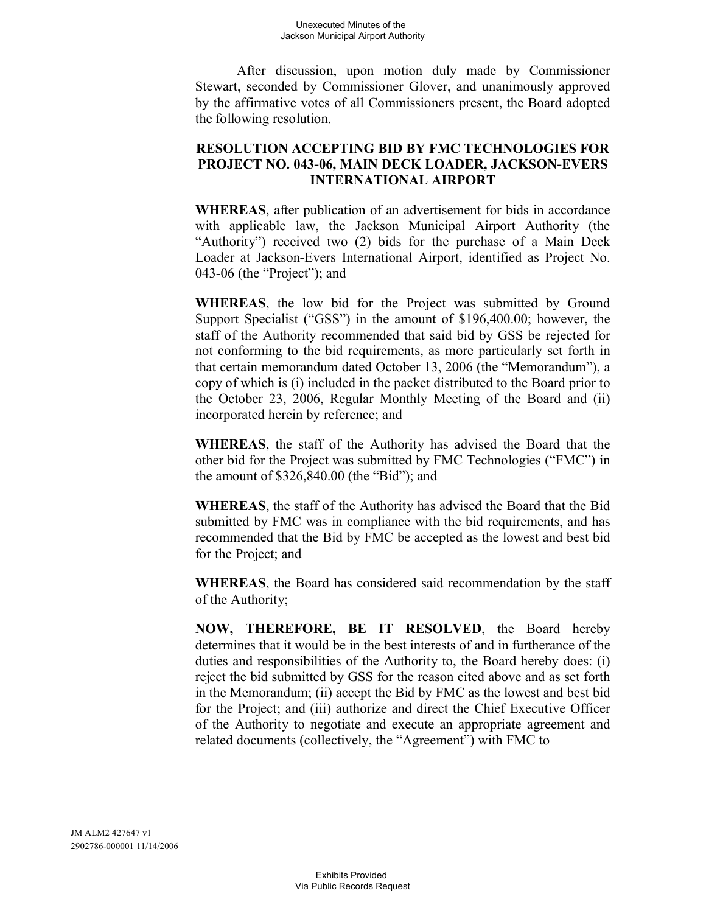After discussion, upon motion duly made by Commissioner Stewart, seconded by Commissioner Glover, and unanimously approved by the affirmative votes of all Commissioners present, the Board adopted the following resolution.

**RESOLUTION ACCEPTING BID BY FMC TECHNOLOGIES FOR PROJECT NO. 043-06, MAIN DECK LOADER, JACKSON-EVERS INTERNATIONAL AIRPORT**

**WHEREAS**, after publication of an advertisement for bids in accordance with applicable law, the Jackson Municipal Airport Authority (the "Authority") received two (2) bids for the purchase of a Main Deck Loader at Jackson-Evers International Airport, identified as Project No. 043-06 (the "Project"); and

**WHEREAS**, the low bid for the Project was submitted by Ground Support Specialist ("GSS") in the amount of $196,400.00; however, the staff of the Authority recommended that said bid by GSS be rejected for not conforming to the bid requirements, as more particularly set forth in that certain memorandum dated October 13, 2006 (the "Memorandum"), a copy of which is (i) included in the packet distributed to the Board prior to the October 23, 2006, Regular Monthly Meeting of the Board and (ii) incorporated herein by reference; and

**WHEREAS**, the staff of the Authority has advised the Board that the other bid for the Project was submitted by FMC Technologies ("FMC") in the amount of $326,840.00 (the "Bid"); and

**WHEREAS**, the staff of the Authority has advised the Board that the Bid submitted by FMC was in compliance with the bid requirements, and has recommended that the Bid by FMC be accepted as the lowest and best bid for the Project; and

**WHEREAS**, the Board has considered said recommendation by the staff of the Authority;

**NOW, THEREFORE, BE IT RESOLVED**, the Board hereby determines that it would be in the best interests of and in furtherance of the duties and responsibilities of the Authority to, the Board hereby does: (i) reject the bid submitted by GSS for the reason cited above and as set forth in the Memorandum; (ii) accept the Bid by FMC as the lowest and best bid for the Project; and (iii) authorize and direct the Chief Executive Officer of the Authority to negotiate and execute an appropriate agreement and related documents (collectively, the "Agreement") with FMC to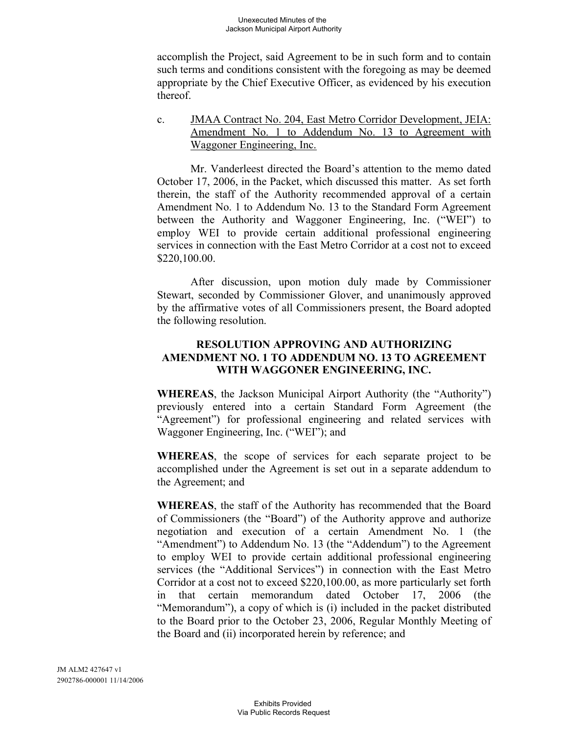accomplish the Project, said Agreement to be in such form and to contain such terms and conditions consistent with the foregoing as may be deemed appropriate by the Chief Executive Officer, as evidenced by his execution thereof.

c. JMAA Contract No. 204, East Metro Corridor Development, JEIA: Amendment No. 1 to Addendum No. 13 to Agreement with Waggoner Engineering, Inc.

Mr. Vanderleest directed the Board's attention to the memo dated October 17, 2006, in the Packet, which discussed this matter. As set forth therein, the staff of the Authority recommended approval of a certain Amendment No. 1 to Addendum No. 13 to the Standard Form Agreement between the Authority and Waggoner Engineering, Inc. ("WEI") to employ WEI to provide certain additional professional engineering services in connection with the East Metro Corridor at a cost not to exceed $220,100.00.

After discussion, upon motion duly made by Commissioner Stewart, seconded by Commissioner Glover, and unanimously approved by the affirmative votes of all Commissioners present, the Board adopted the following resolution.

**RESOLUTION APPROVING AND AUTHORIZING AMENDMENT NO. 1 TO ADDENDUM NO. 13 TO AGREEMENT WITH WAGGONER ENGINEERING, INC.**

**WHEREAS**, the Jackson Municipal Airport Authority (the "Authority") previously entered into a certain Standard Form Agreement (the "Agreement") for professional engineering and related services with Waggoner Engineering, Inc. ("WEI"); and

**WHEREAS**, the scope of services for each separate project to be accomplished under the Agreement is set out in a separate addendum to the Agreement; and

**WHEREAS**, the staff of the Authority has recommended that the Board of Commissioners (the "Board") of the Authority approve and authorize negotiation and execution of a certain Amendment No. 1 (the "Amendment") to Addendum No. 13 (the "Addendum") to the Agreement to employ WEI to provide certain additional professional engineering services (the "Additional Services") in connection with the East Metro Corridor at a cost not to exceed $220,100.00, as more particularly set forth in that certain memorandum dated October 17, 2006 (the "Memorandum"), a copy of which is (i) included in the packet distributed to the Board prior to the October 23, 2006, Regular Monthly Meeting of the Board and (ii) incorporated herein by reference; and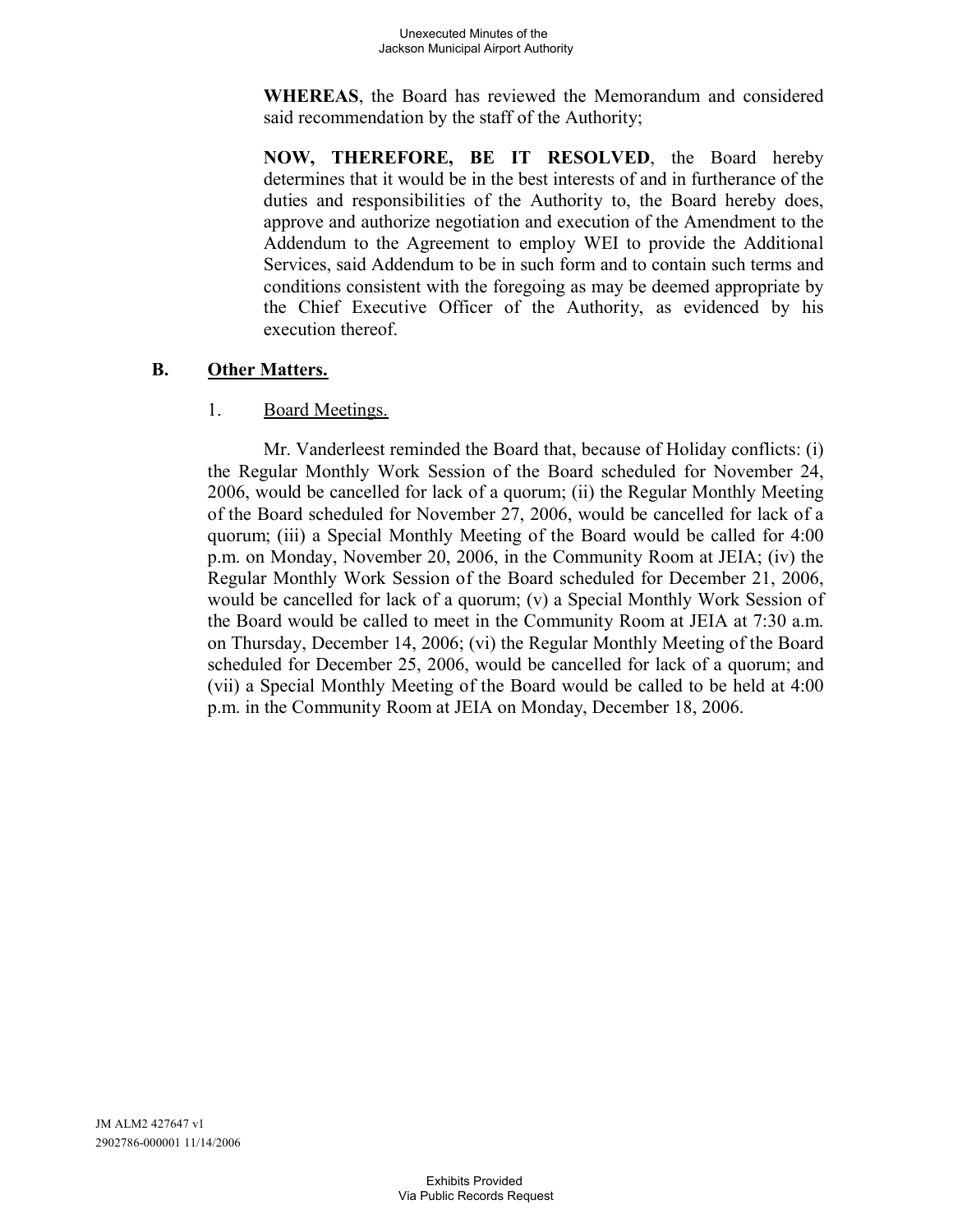**WHEREAS**, the Board has reviewed the Memorandum and considered said recommendation by the staff of the Authority;

**NOW, THEREFORE, BE IT RESOLVED**, the Board hereby determines that it would be in the best interests of and in furtherance of the duties and responsibilities of the Authority to, the Board hereby does, approve and authorize negotiation and execution of the Amendment to the Addendum to the Agreement to employ WEI to provide the Additional Services, said Addendum to be in such form and to contain such terms and conditions consistent with the foregoing as may be deemed appropriate by the Chief Executive Officer of the Authority, as evidenced by his execution thereof.

## B. Other Matters.

### 1. Board Meetings.

Mr. Vanderleest reminded the Board that, because of Holiday conflicts: (i) the Regular Monthly Work Session of the Board scheduled for November 24, 2006, would be cancelled for lack of a quorum; (ii) the Regular Monthly Meeting of the Board scheduled for November 27, 2006, would be cancelled for lack of a quorum; (iii) a Special Monthly Meeting of the Board would be called for 4:00 p.m. on Monday, November 20, 2006, in the Community Room at JEIA; (iv) the Regular Monthly Work Session of the Board scheduled for December 21, 2006, would be cancelled for lack of a quorum; (v) a Special Monthly Work Session of the Board would be called to meet in the Community Room at JEIA at 7:30 a.m. on Thursday, December 14, 2006; (vi) the Regular Monthly Meeting of the Board scheduled for December 25, 2006, would be cancelled for lack of a quorum; and (vii) a Special Monthly Meeting of the Board would be called to be held at 4:00 p.m. in the Community Room at JEIA on Monday, December 18, 2006.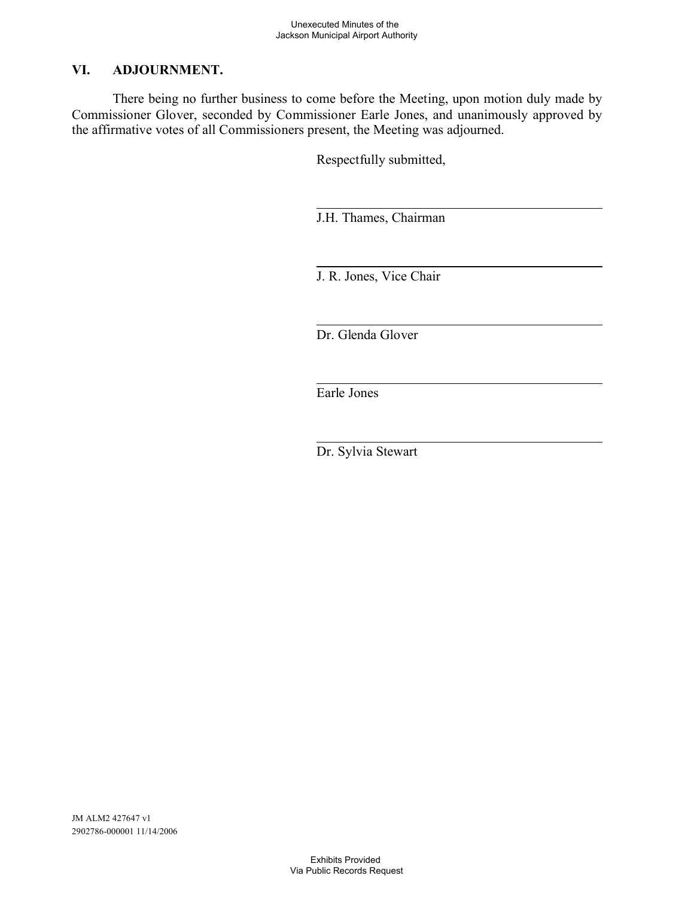## VI. ADJOURNMENT.

There being no further business to come before the Meeting, upon motion duly made by Commissioner Glover, seconded by Commissioner Earle Jones, and unanimously approved by the affirmative votes of all Commissioners present, the Meeting was adjourned.

Respectfully submitted,

\_\_\_\_\_\_\_\_\_\_\_\_\_\_\_\_\_\_\_\_\_\_\_\_\_\_\_\_\_\_\_\_\_\_\_\_
J.H. Thames, Chairman

\_\_\_\_\_\_\_\_\_\_\_\_\_\_\_\_\_\_\_\_\_\_\_\_\_\_\_\_\_\_\_\_\_\_\_\_
J. R. Jones, Vice Chair

\_\_\_\_\_\_\_\_\_\_\_\_\_\_\_\_\_\_\_\_\_\_\_\_\_\_\_\_\_\_\_\_\_\_\_\_
Dr. Glenda Glover

\_\_\_\_\_\_\_\_\_\_\_\_\_\_\_\_\_\_\_\_\_\_\_\_\_\_\_\_\_\_\_\_\_\_\_\_
Earle Jones

\_\_\_\_\_\_\_\_\_\_\_\_\_\_\_\_\_\_\_\_\_\_\_\_\_\_\_\_\_\_\_\_\_\_\_\_
Dr. Sylvia Stewart

JM ALM2 427647 v1
2902786-000001 11/14/2006